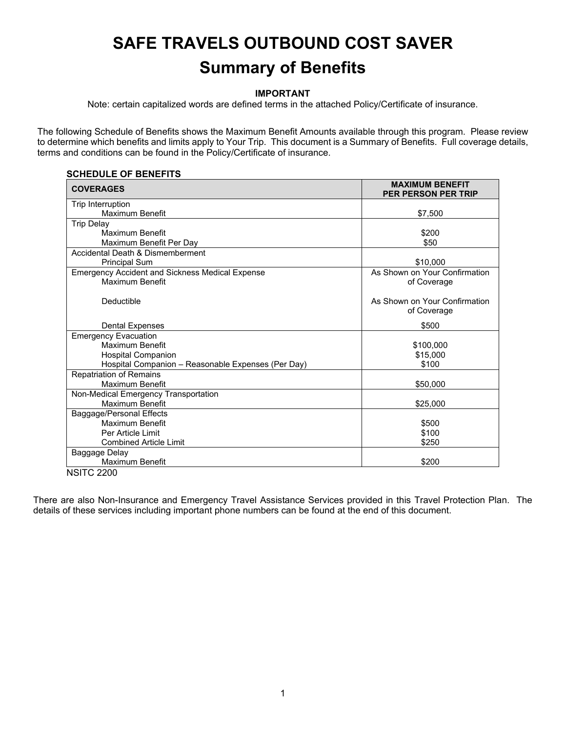# SAFE TRAVELS OUTBOUND COST SAVER

## Summary of Benefits

**IMPORTANT**

Note: certain capitalized words are defined terms in the attached Policy/Certificate of insurance.

The following Schedule of Benefits shows the Maximum Benefit Amounts available through this program. Please review to determine which benefits and limits apply to Your Trip. This document is a Summary of Benefits. Full coverage details, terms and conditions can be found in the Policy/Certificate of insurance.

**SCHEDULE OF BENEFITS**

| COVERAGES | MAXIMUM BENEFIT PER PERSON PER TRIP |
|---|---|
| Trip Interruption | |
| Maximum Benefit | $7,500 |
| Trip Delay | |
| Maximum Benefit | $200 |
| Maximum Benefit Per Day | $50 |
| Accidental Death & Dismemberment | |
| Principal Sum | $10,000 |
| Emergency Accident and Sickness Medical Expense | |
| Maximum Benefit | As Shown on Your Confirmation of Coverage |
| Deductible | As Shown on Your Confirmation of Coverage |
| Dental Expenses | $500 |
| Emergency Evacuation | |
| Maximum Benefit | $100,000 |
| Hospital Companion | $15,000 |
| Hospital Companion – Reasonable Expenses (Per Day) | $100 |
| Repatriation of Remains | |
| Maximum Benefit | $50,000 |
| Non-Medical Emergency Transportation | |
| Maximum Benefit | $25,000 |
| Baggage/Personal Effects | |
| Maximum Benefit | $500 |
| Per Article Limit | $100 |
| Combined Article Limit | $250 |
| Baggage Delay | |
| Maximum Benefit | $200 |

NSITC 2200

There are also Non-Insurance and Emergency Travel Assistance Services provided in this Travel Protection Plan. The details of these services including important phone numbers can be found at the end of this document.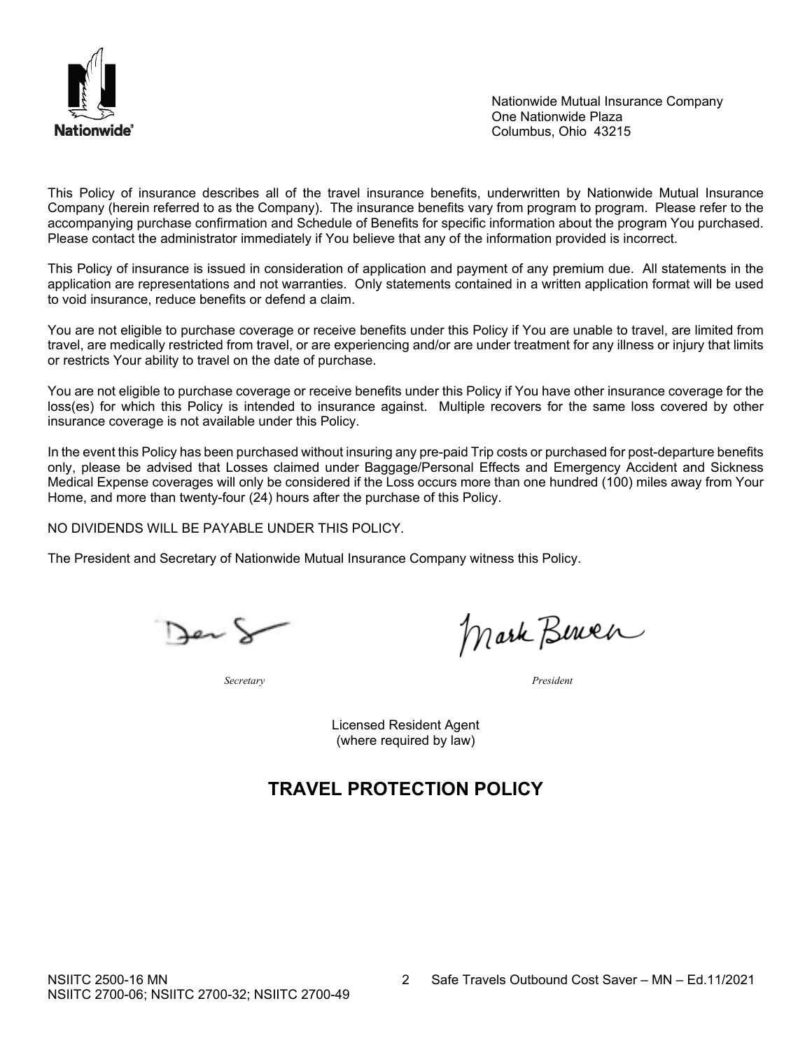Nationwide Mutual Insurance Company
One Nationwide Plaza
Columbus, Ohio 43215

This Policy of insurance describes all of the travel insurance benefits, underwritten by Nationwide Mutual Insurance Company (herein referred to as the Company). The insurance benefits vary from program to program. Please refer to the accompanying purchase confirmation and Schedule of Benefits for specific information about the program You purchased. Please contact the administrator immediately if You believe that any of the information provided is incorrect.

This Policy of insurance is issued in consideration of application and payment of any premium due. All statements in the application are representations and not warranties. Only statements contained in a written application format will be used to void insurance, reduce benefits or defend a claim.

You are not eligible to purchase coverage or receive benefits under this Policy if You are unable to travel, are limited from travel, are medically restricted from travel, or are experiencing and/or are under treatment for any illness or injury that limits or restricts Your ability to travel on the date of purchase.

You are not eligible to purchase coverage or receive benefits under this Policy if You have other insurance coverage for the loss(es) for which this Policy is intended to insurance against. Multiple recovers for the same loss covered by other insurance coverage is not available under this Policy.

In the event this Policy has been purchased without insuring any pre-paid Trip costs or purchased for post-departure benefits only, please be advised that Losses claimed under Baggage/Personal Effects and Emergency Accident and Sickness Medical Expense coverages will only be considered if the Loss occurs more than one hundred (100) miles away from Your Home, and more than twenty-four (24) hours after the purchase of this Policy.

NO DIVIDENDS WILL BE PAYABLE UNDER THIS POLICY.

The President and Secretary of Nationwide Mutual Insurance Company witness this Policy.

*Secretary* *President*

Licensed Resident Agent
(where required by law)

# TRAVEL PROTECTION POLICY

NSIITC 2500-16 MN Safe Travels Outbound Cost Saver – MN – Ed.11/2021
NSIITC 2700-06; NSIITC 2700-32; NSIITC 2700-49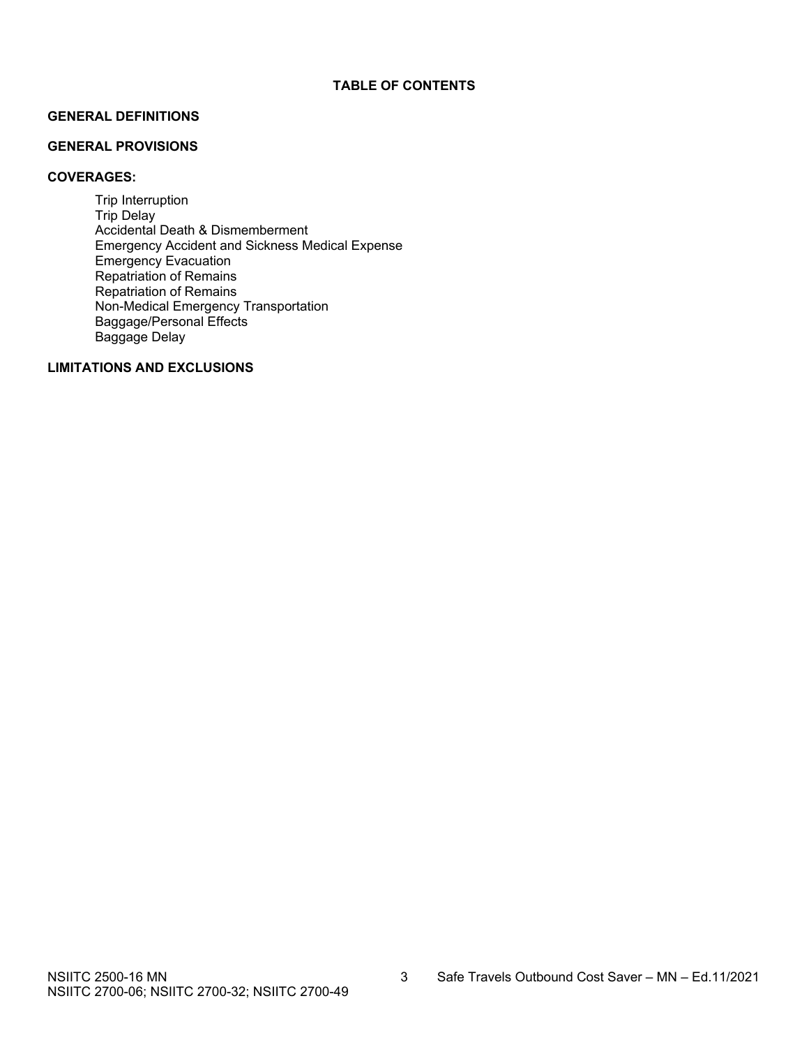# TABLE OF CONTENTS

**GENERAL DEFINITIONS**

**GENERAL PROVISIONS**

**COVERAGES:**

- Trip Interruption
- Trip Delay
- Accidental Death & Dismemberment
- Emergency Accident and Sickness Medical Expense
- Emergency Evacuation
- Repatriation of Remains
- Repatriation of Remains
- Non-Medical Emergency Transportation
- Baggage/Personal Effects
- Baggage Delay

**LIMITATIONS AND EXCLUSIONS**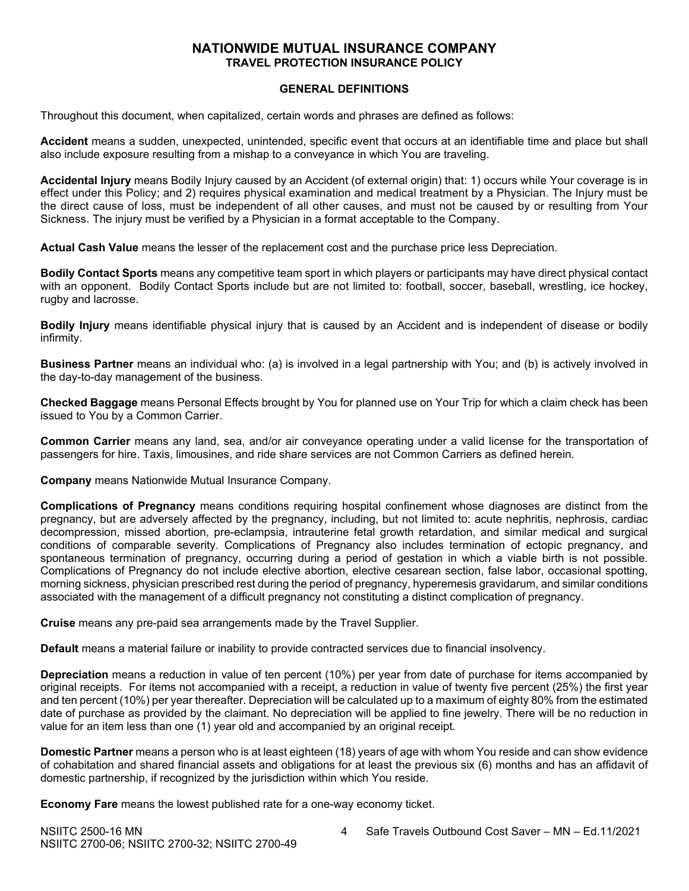# NATIONWIDE MUTUAL INSURANCE COMPANY
## TRAVEL PROTECTION INSURANCE POLICY

### GENERAL DEFINITIONS

Throughout this document, when capitalized, certain words and phrases are defined as follows:

**Accident** means a sudden, unexpected, unintended, specific event that occurs at an identifiable time and place but shall also include exposure resulting from a mishap to a conveyance in which You are traveling.

**Accidental Injury** means Bodily Injury caused by an Accident (of external origin) that: 1) occurs while Your coverage is in effect under this Policy; and 2) requires physical examination and medical treatment by a Physician. The Injury must be the direct cause of loss, must be independent of all other causes, and must not be caused by or resulting from Your Sickness. The injury must be verified by a Physician in a format acceptable to the Company.

**Actual Cash Value** means the lesser of the replacement cost and the purchase price less Depreciation.

**Bodily Contact Sports** means any competitive team sport in which players or participants may have direct physical contact with an opponent. Bodily Contact Sports include but are not limited to: football, soccer, baseball, wrestling, ice hockey, rugby and lacrosse.

**Bodily Injury** means identifiable physical injury that is caused by an Accident and is independent of disease or bodily infirmity.

**Business Partner** means an individual who: (a) is involved in a legal partnership with You; and (b) is actively involved in the day-to-day management of the business.

**Checked Baggage** means Personal Effects brought by You for planned use on Your Trip for which a claim check has been issued to You by a Common Carrier.

**Common Carrier** means any land, sea, and/or air conveyance operating under a valid license for the transportation of passengers for hire. Taxis, limousines, and ride share services are not Common Carriers as defined herein.

**Company** means Nationwide Mutual Insurance Company.

**Complications of Pregnancy** means conditions requiring hospital confinement whose diagnoses are distinct from the pregnancy, but are adversely affected by the pregnancy, including, but not limited to: acute nephritis, nephrosis, cardiac decompression, missed abortion, pre-eclampsia, intrauterine fetal growth retardation, and similar medical and surgical conditions of comparable severity. Complications of Pregnancy also includes termination of ectopic pregnancy, and spontaneous termination of pregnancy, occurring during a period of gestation in which a viable birth is not possible. Complications of Pregnancy do not include elective abortion, elective cesarean section, false labor, occasional spotting, morning sickness, physician prescribed rest during the period of pregnancy, hyperemesis gravidarum, and similar conditions associated with the management of a difficult pregnancy not constituting a distinct complication of pregnancy.

**Cruise** means any pre-paid sea arrangements made by the Travel Supplier.

**Default** means a material failure or inability to provide contracted services due to financial insolvency.

**Depreciation** means a reduction in value of ten percent (10%) per year from date of purchase for items accompanied by original receipts. For items not accompanied with a receipt, a reduction in value of twenty five percent (25%) the first year and ten percent (10%) per year thereafter. Depreciation will be calculated up to a maximum of eighty 80% from the estimated date of purchase as provided by the claimant. No depreciation will be applied to fine jewelry. There will be no reduction in value for an item less than one (1) year old and accompanied by an original receipt.

**Domestic Partner** means a person who is at least eighteen (18) years of age with whom You reside and can show evidence of cohabitation and shared financial assets and obligations for at least the previous six (6) months and has an affidavit of domestic partnership, if recognized by the jurisdiction within which You reside.

**Economy Fare** means the lowest published rate for a one-way economy ticket.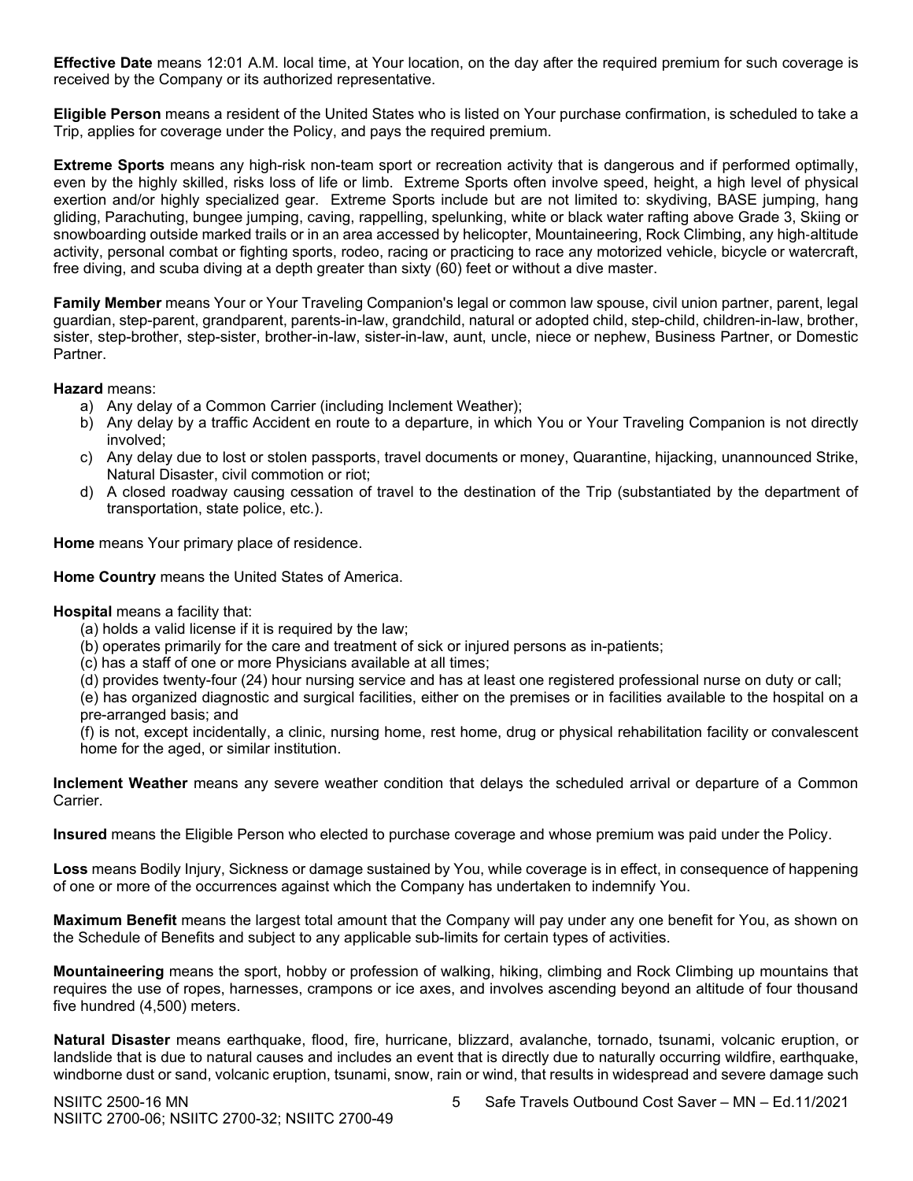**Effective Date** means 12:01 A.M. local time, at Your location, on the day after the required premium for such coverage is received by the Company or its authorized representative.

**Eligible Person** means a resident of the United States who is listed on Your purchase confirmation, is scheduled to take a Trip, applies for coverage under the Policy, and pays the required premium.

**Extreme Sports** means any high-risk non-team sport or recreation activity that is dangerous and if performed optimally, even by the highly skilled, risks loss of life or limb. Extreme Sports often involve speed, height, a high level of physical exertion and/or highly specialized gear. Extreme Sports include but are not limited to: skydiving, BASE jumping, hang gliding, Parachuting, bungee jumping, caving, rappelling, spelunking, white or black water rafting above Grade 3, Skiing or snowboarding outside marked trails or in an area accessed by helicopter, Mountaineering, Rock Climbing, any high-altitude activity, personal combat or fighting sports, rodeo, racing or practicing to race any motorized vehicle, bicycle or watercraft, free diving, and scuba diving at a depth greater than sixty (60) feet or without a dive master.

**Family Member** means Your or Your Traveling Companion's legal or common law spouse, civil union partner, parent, legal guardian, step-parent, grandparent, parents-in-law, grandchild, natural or adopted child, step-child, children-in-law, brother, sister, step-brother, step-sister, brother-in-law, sister-in-law, aunt, uncle, niece or nephew, Business Partner, or Domestic Partner.

**Hazard** means:

a) Any delay of a Common Carrier (including Inclement Weather);
b) Any delay by a traffic Accident en route to a departure, in which You or Your Traveling Companion is not directly involved;
c) Any delay due to lost or stolen passports, travel documents or money, Quarantine, hijacking, unannounced Strike, Natural Disaster, civil commotion or riot;
d) A closed roadway causing cessation of travel to the destination of the Trip (substantiated by the department of transportation, state police, etc.).

**Home** means Your primary place of residence.

**Home Country** means the United States of America.

**Hospital** means a facility that:

(a) holds a valid license if it is required by the law;
(b) operates primarily for the care and treatment of sick or injured persons as in-patients;
(c) has a staff of one or more Physicians available at all times;
(d) provides twenty-four (24) hour nursing service and has at least one registered professional nurse on duty or call;
(e) has organized diagnostic and surgical facilities, either on the premises or in facilities available to the hospital on a pre-arranged basis; and
(f) is not, except incidentally, a clinic, nursing home, rest home, drug or physical rehabilitation facility or convalescent home for the aged, or similar institution.

**Inclement Weather** means any severe weather condition that delays the scheduled arrival or departure of a Common Carrier.

**Insured** means the Eligible Person who elected to purchase coverage and whose premium was paid under the Policy.

**Loss** means Bodily Injury, Sickness or damage sustained by You, while coverage is in effect, in consequence of happening of one or more of the occurrences against which the Company has undertaken to indemnify You.

**Maximum Benefit** means the largest total amount that the Company will pay under any one benefit for You, as shown on the Schedule of Benefits and subject to any applicable sub-limits for certain types of activities.

**Mountaineering** means the sport, hobby or profession of walking, hiking, climbing and Rock Climbing up mountains that requires the use of ropes, harnesses, crampons or ice axes, and involves ascending beyond an altitude of four thousand five hundred (4,500) meters.

**Natural Disaster** means earthquake, flood, fire, hurricane, blizzard, avalanche, tornado, tsunami, volcanic eruption, or landslide that is due to natural causes and includes an event that is directly due to naturally occurring wildfire, earthquake, windborne dust or sand, volcanic eruption, tsunami, snow, rain or wind, that results in widespread and severe damage such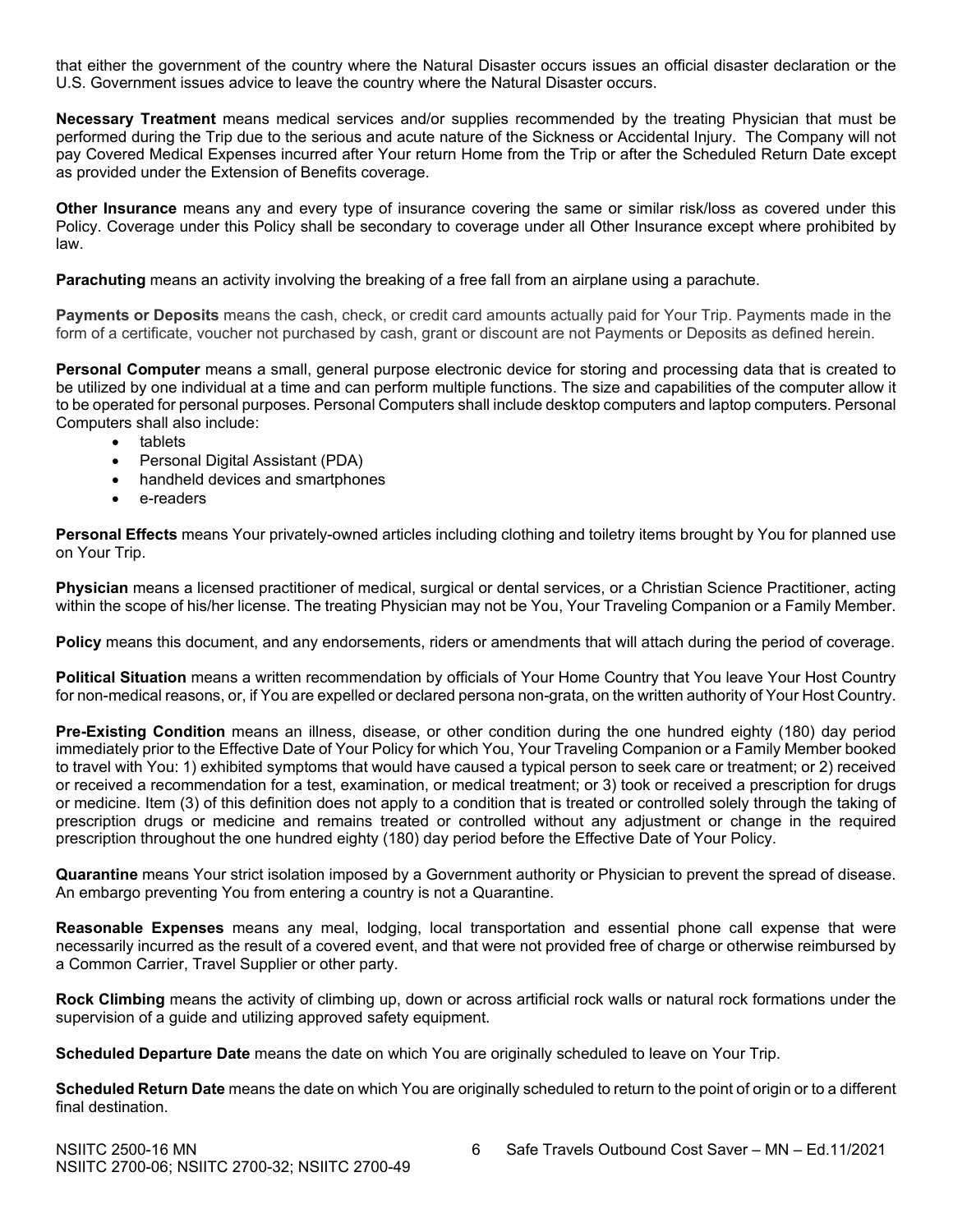that either the government of the country where the Natural Disaster occurs issues an official disaster declaration or the U.S. Government issues advice to leave the country where the Natural Disaster occurs.

**Necessary Treatment** means medical services and/or supplies recommended by the treating Physician that must be performed during the Trip due to the serious and acute nature of the Sickness or Accidental Injury. The Company will not pay Covered Medical Expenses incurred after Your return Home from the Trip or after the Scheduled Return Date except as provided under the Extension of Benefits coverage.

**Other Insurance** means any and every type of insurance covering the same or similar risk/loss as covered under this Policy. Coverage under this Policy shall be secondary to coverage under all Other Insurance except where prohibited by law.

**Parachuting** means an activity involving the breaking of a free fall from an airplane using a parachute.

**Payments or Deposits** means the cash, check, or credit card amounts actually paid for Your Trip. Payments made in the form of a certificate, voucher not purchased by cash, grant or discount are not Payments or Deposits as defined herein.

**Personal Computer** means a small, general purpose electronic device for storing and processing data that is created to be utilized by one individual at a time and can perform multiple functions. The size and capabilities of the computer allow it to be operated for personal purposes. Personal Computers shall include desktop computers and laptop computers. Personal Computers shall also include:

- tablets
- Personal Digital Assistant (PDA)
- handheld devices and smartphones
- e-readers

**Personal Effects** means Your privately-owned articles including clothing and toiletry items brought by You for planned use on Your Trip.

**Physician** means a licensed practitioner of medical, surgical or dental services, or a Christian Science Practitioner, acting within the scope of his/her license. The treating Physician may not be You, Your Traveling Companion or a Family Member.

**Policy** means this document, and any endorsements, riders or amendments that will attach during the period of coverage.

**Political Situation** means a written recommendation by officials of Your Home Country that You leave Your Host Country for non-medical reasons, or, if You are expelled or declared persona non-grata, on the written authority of Your Host Country.

**Pre-Existing Condition** means an illness, disease, or other condition during the one hundred eighty (180) day period immediately prior to the Effective Date of Your Policy for which You, Your Traveling Companion or a Family Member booked to travel with You: 1) exhibited symptoms that would have caused a typical person to seek care or treatment; or 2) received or received a recommendation for a test, examination, or medical treatment; or 3) took or received a prescription for drugs or medicine. Item (3) of this definition does not apply to a condition that is treated or controlled solely through the taking of prescription drugs or medicine and remains treated or controlled without any adjustment or change in the required prescription throughout the one hundred eighty (180) day period before the Effective Date of Your Policy.

**Quarantine** means Your strict isolation imposed by a Government authority or Physician to prevent the spread of disease. An embargo preventing You from entering a country is not a Quarantine.

**Reasonable Expenses** means any meal, lodging, local transportation and essential phone call expense that were necessarily incurred as the result of a covered event, and that were not provided free of charge or otherwise reimbursed by a Common Carrier, Travel Supplier or other party.

**Rock Climbing** means the activity of climbing up, down or across artificial rock walls or natural rock formations under the supervision of a guide and utilizing approved safety equipment.

**Scheduled Departure Date** means the date on which You are originally scheduled to leave on Your Trip.

**Scheduled Return Date** means the date on which You are originally scheduled to return to the point of origin or to a different final destination.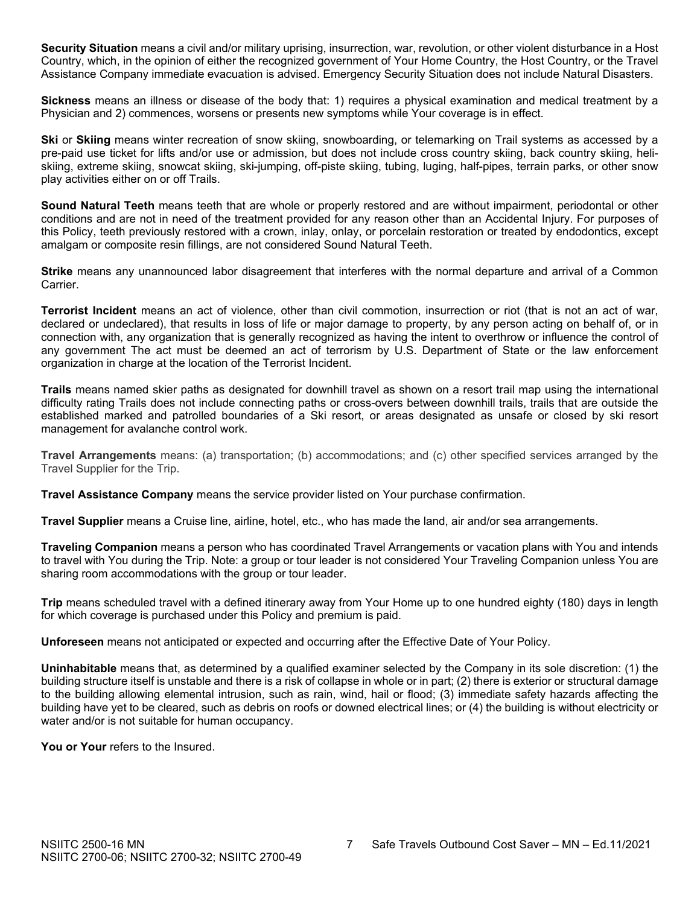**Security Situation** means a civil and/or military uprising, insurrection, war, revolution, or other violent disturbance in a Host Country, which, in the opinion of either the recognized government of Your Home Country, the Host Country, or the Travel Assistance Company immediate evacuation is advised. Emergency Security Situation does not include Natural Disasters.

**Sickness** means an illness or disease of the body that: 1) requires a physical examination and medical treatment by a Physician and 2) commences, worsens or presents new symptoms while Your coverage is in effect.

**Ski** or **Skiing** means winter recreation of snow skiing, snowboarding, or telemarking on Trail systems as accessed by a pre-paid use ticket for lifts and/or use or admission, but does not include cross country skiing, back country skiing, heli-skiing, extreme skiing, snowcat skiing, ski-jumping, off-piste skiing, tubing, luging, half-pipes, terrain parks, or other snow play activities either on or off Trails.

**Sound Natural Teeth** means teeth that are whole or properly restored and are without impairment, periodontal or other conditions and are not in need of the treatment provided for any reason other than an Accidental Injury. For purposes of this Policy, teeth previously restored with a crown, inlay, onlay, or porcelain restoration or treated by endodontics, except amalgam or composite resin fillings, are not considered Sound Natural Teeth.

**Strike** means any unannounced labor disagreement that interferes with the normal departure and arrival of a Common Carrier.

**Terrorist Incident** means an act of violence, other than civil commotion, insurrection or riot (that is not an act of war, declared or undeclared), that results in loss of life or major damage to property, by any person acting on behalf of, or in connection with, any organization that is generally recognized as having the intent to overthrow or influence the control of any government The act must be deemed an act of terrorism by U.S. Department of State or the law enforcement organization in charge at the location of the Terrorist Incident.

**Trails** means named skier paths as designated for downhill travel as shown on a resort trail map using the international difficulty rating Trails does not include connecting paths or cross-overs between downhill trails, trails that are outside the established marked and patrolled boundaries of a Ski resort, or areas designated as unsafe or closed by ski resort management for avalanche control work.

**Travel Arrangements** means: (a) transportation; (b) accommodations; and (c) other specified services arranged by the Travel Supplier for the Trip.

**Travel Assistance Company** means the service provider listed on Your purchase confirmation.

**Travel Supplier** means a Cruise line, airline, hotel, etc., who has made the land, air and/or sea arrangements.

**Traveling Companion** means a person who has coordinated Travel Arrangements or vacation plans with You and intends to travel with You during the Trip. Note: a group or tour leader is not considered Your Traveling Companion unless You are sharing room accommodations with the group or tour leader.

**Trip** means scheduled travel with a defined itinerary away from Your Home up to one hundred eighty (180) days in length for which coverage is purchased under this Policy and premium is paid.

**Unforeseen** means not anticipated or expected and occurring after the Effective Date of Your Policy.

**Uninhabitable** means that, as determined by a qualified examiner selected by the Company in its sole discretion: (1) the building structure itself is unstable and there is a risk of collapse in whole or in part; (2) there is exterior or structural damage to the building allowing elemental intrusion, such as rain, wind, hail or flood; (3) immediate safety hazards affecting the building have yet to be cleared, such as debris on roofs or downed electrical lines; or (4) the building is without electricity or water and/or is not suitable for human occupancy.

**You or Your** refers to the Insured.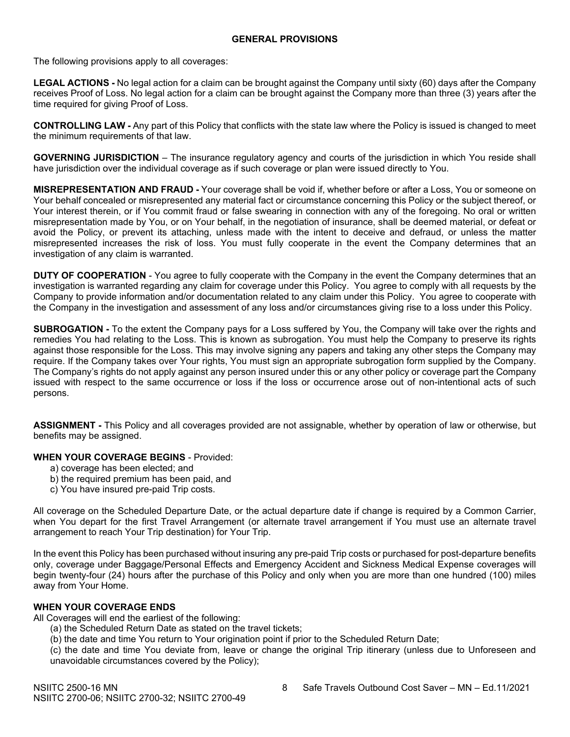## GENERAL PROVISIONS

The following provisions apply to all coverages:

**LEGAL ACTIONS -** No legal action for a claim can be brought against the Company until sixty (60) days after the Company receives Proof of Loss. No legal action for a claim can be brought against the Company more than three (3) years after the time required for giving Proof of Loss.

**CONTROLLING LAW -** Any part of this Policy that conflicts with the state law where the Policy is issued is changed to meet the minimum requirements of that law.

**GOVERNING JURISDICTION** – The insurance regulatory agency and courts of the jurisdiction in which You reside shall have jurisdiction over the individual coverage as if such coverage or plan were issued directly to You.

**MISREPRESENTATION AND FRAUD -** Your coverage shall be void if, whether before or after a Loss, You or someone on Your behalf concealed or misrepresented any material fact or circumstance concerning this Policy or the subject thereof, or Your interest therein, or if You commit fraud or false swearing in connection with any of the foregoing. No oral or written misrepresentation made by You, or on Your behalf, in the negotiation of insurance, shall be deemed material, or defeat or avoid the Policy, or prevent its attaching, unless made with the intent to deceive and defraud, or unless the matter misrepresented increases the risk of loss. You must fully cooperate in the event the Company determines that an investigation of any claim is warranted.

**DUTY OF COOPERATION** - You agree to fully cooperate with the Company in the event the Company determines that an investigation is warranted regarding any claim for coverage under this Policy. You agree to comply with all requests by the Company to provide information and/or documentation related to any claim under this Policy. You agree to cooperate with the Company in the investigation and assessment of any loss and/or circumstances giving rise to a loss under this Policy.

**SUBROGATION -** To the extent the Company pays for a Loss suffered by You, the Company will take over the rights and remedies You had relating to the Loss. This is known as subrogation. You must help the Company to preserve its rights against those responsible for the Loss. This may involve signing any papers and taking any other steps the Company may require. If the Company takes over Your rights, You must sign an appropriate subrogation form supplied by the Company. The Company's rights do not apply against any person insured under this or any other policy or coverage part the Company issued with respect to the same occurrence or loss if the loss or occurrence arose out of non-intentional acts of such persons.

**ASSIGNMENT -** This Policy and all coverages provided are not assignable, whether by operation of law or otherwise, but benefits may be assigned.

**WHEN YOUR COVERAGE BEGINS** - Provided:

a) coverage has been elected; and
b) the required premium has been paid, and
c) You have insured pre-paid Trip costs.

All coverage on the Scheduled Departure Date, or the actual departure date if change is required by a Common Carrier, when You depart for the first Travel Arrangement (or alternate travel arrangement if You must use an alternate travel arrangement to reach Your Trip destination) for Your Trip.

In the event this Policy has been purchased without insuring any pre-paid Trip costs or purchased for post-departure benefits only, coverage under Baggage/Personal Effects and Emergency Accident and Sickness Medical Expense coverages will begin twenty-four (24) hours after the purchase of this Policy and only when you are more than one hundred (100) miles away from Your Home.

**WHEN YOUR COVERAGE ENDS**

All Coverages will end the earliest of the following:

(a) the Scheduled Return Date as stated on the travel tickets;
(b) the date and time You return to Your origination point if prior to the Scheduled Return Date;
(c) the date and time You deviate from, leave or change the original Trip itinerary (unless due to Unforeseen and unavoidable circumstances covered by the Policy);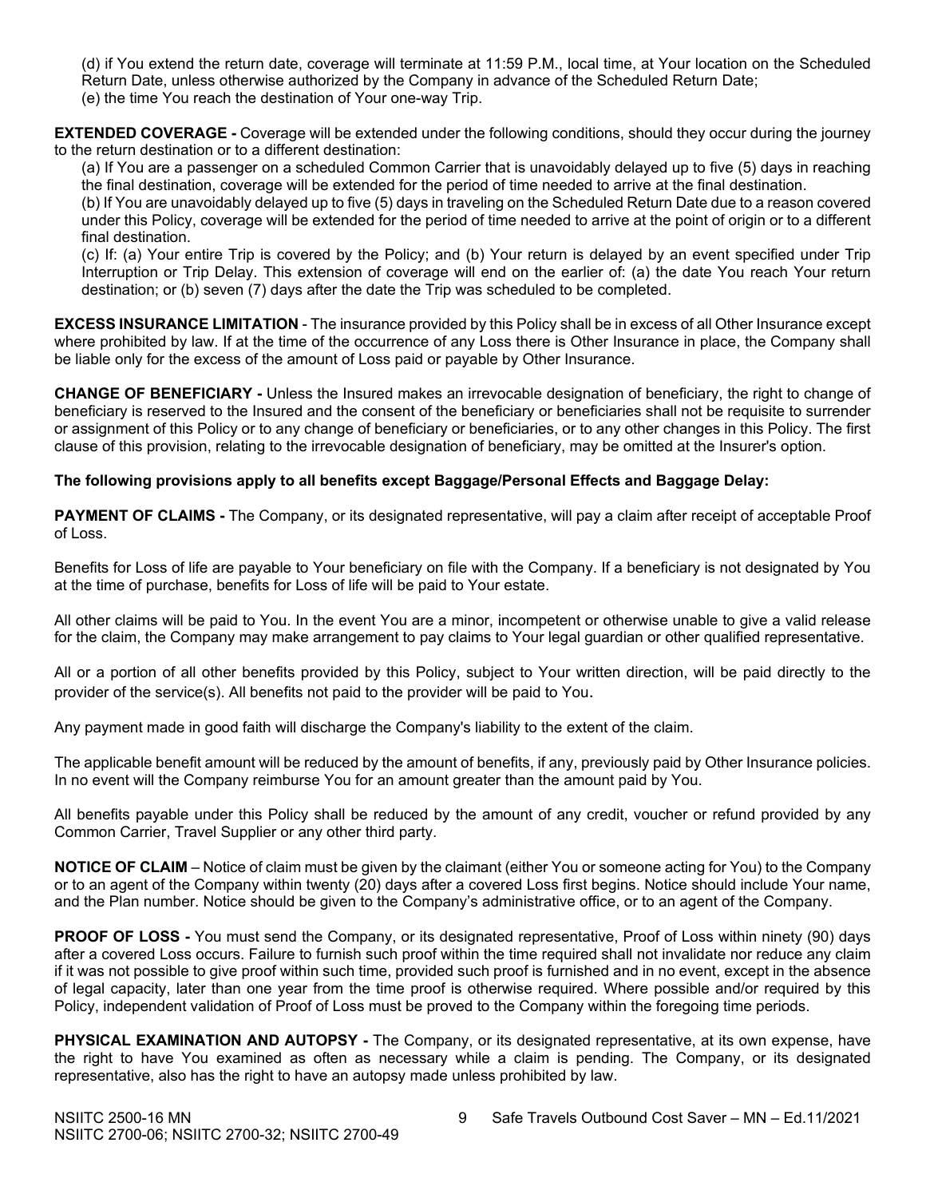(d) if You extend the return date, coverage will terminate at 11:59 P.M., local time, at Your location on the Scheduled Return Date, unless otherwise authorized by the Company in advance of the Scheduled Return Date;
(e) the time You reach the destination of Your one-way Trip.

**EXTENDED COVERAGE -** Coverage will be extended under the following conditions, should they occur during the journey to the return destination or to a different destination:

(a) If You are a passenger on a scheduled Common Carrier that is unavoidably delayed up to five (5) days in reaching the final destination, coverage will be extended for the period of time needed to arrive at the final destination.
(b) If You are unavoidably delayed up to five (5) days in traveling on the Scheduled Return Date due to a reason covered under this Policy, coverage will be extended for the period of time needed to arrive at the point of origin or to a different final destination.
(c) If: (a) Your entire Trip is covered by the Policy; and (b) Your return is delayed by an event specified under Trip Interruption or Trip Delay. This extension of coverage will end on the earlier of: (a) the date You reach Your return destination; or (b) seven (7) days after the date the Trip was scheduled to be completed.

**EXCESS INSURANCE LIMITATION** - The insurance provided by this Policy shall be in excess of all Other Insurance except where prohibited by law. If at the time of the occurrence of any Loss there is Other Insurance in place, the Company shall be liable only for the excess of the amount of Loss paid or payable by Other Insurance.

**CHANGE OF BENEFICIARY -** Unless the Insured makes an irrevocable designation of beneficiary, the right to change of beneficiary is reserved to the Insured and the consent of the beneficiary or beneficiaries shall not be requisite to surrender or assignment of this Policy or to any change of beneficiary or beneficiaries, or to any other changes in this Policy. The first clause of this provision, relating to the irrevocable designation of beneficiary, may be omitted at the Insurer's option.

**The following provisions apply to all benefits except Baggage/Personal Effects and Baggage Delay:**

**PAYMENT OF CLAIMS -** The Company, or its designated representative, will pay a claim after receipt of acceptable Proof of Loss.

Benefits for Loss of life are payable to Your beneficiary on file with the Company. If a beneficiary is not designated by You at the time of purchase, benefits for Loss of life will be paid to Your estate.

All other claims will be paid to You. In the event You are a minor, incompetent or otherwise unable to give a valid release for the claim, the Company may make arrangement to pay claims to Your legal guardian or other qualified representative.

All or a portion of all other benefits provided by this Policy, subject to Your written direction, will be paid directly to the provider of the service(s). All benefits not paid to the provider will be paid to You.

Any payment made in good faith will discharge the Company's liability to the extent of the claim.

The applicable benefit amount will be reduced by the amount of benefits, if any, previously paid by Other Insurance policies. In no event will the Company reimburse You for an amount greater than the amount paid by You.

All benefits payable under this Policy shall be reduced by the amount of any credit, voucher or refund provided by any Common Carrier, Travel Supplier or any other third party.

**NOTICE OF CLAIM** – Notice of claim must be given by the claimant (either You or someone acting for You) to the Company or to an agent of the Company within twenty (20) days after a covered Loss first begins. Notice should include Your name, and the Plan number. Notice should be given to the Company's administrative office, or to an agent of the Company.

**PROOF OF LOSS -** You must send the Company, or its designated representative, Proof of Loss within ninety (90) days after a covered Loss occurs. Failure to furnish such proof within the time required shall not invalidate nor reduce any claim if it was not possible to give proof within such time, provided such proof is furnished and in no event, except in the absence of legal capacity, later than one year from the time proof is otherwise required. Where possible and/or required by this Policy, independent validation of Proof of Loss must be proved to the Company within the foregoing time periods.

**PHYSICAL EXAMINATION AND AUTOPSY -** The Company, or its designated representative, at its own expense, have the right to have You examined as often as necessary while a claim is pending. The Company, or its designated representative, also has the right to have an autopsy made unless prohibited by law.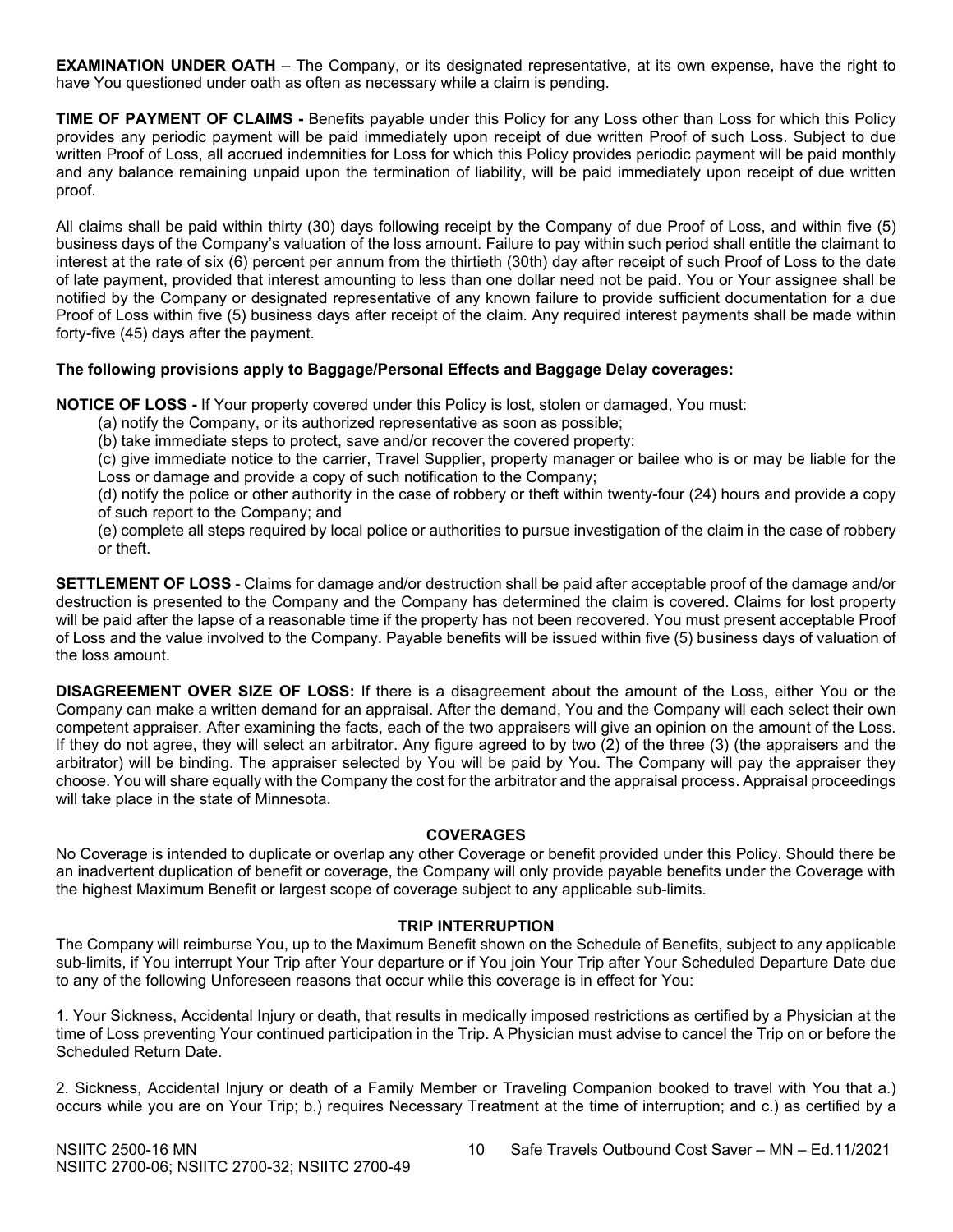**EXAMINATION UNDER OATH** – The Company, or its designated representative, at its own expense, have the right to have You questioned under oath as often as necessary while a claim is pending.

**TIME OF PAYMENT OF CLAIMS -** Benefits payable under this Policy for any Loss other than Loss for which this Policy provides any periodic payment will be paid immediately upon receipt of due written Proof of such Loss. Subject to due written Proof of Loss, all accrued indemnities for Loss for which this Policy provides periodic payment will be paid monthly and any balance remaining unpaid upon the termination of liability, will be paid immediately upon receipt of due written proof.

All claims shall be paid within thirty (30) days following receipt by the Company of due Proof of Loss, and within five (5) business days of the Company's valuation of the loss amount. Failure to pay within such period shall entitle the claimant to interest at the rate of six (6) percent per annum from the thirtieth (30th) day after receipt of such Proof of Loss to the date of late payment, provided that interest amounting to less than one dollar need not be paid. You or Your assignee shall be notified by the Company or designated representative of any known failure to provide sufficient documentation for a due Proof of Loss within five (5) business days after receipt of the claim. Any required interest payments shall be made within forty-five (45) days after the payment.

**The following provisions apply to Baggage/Personal Effects and Baggage Delay coverages:**

**NOTICE OF LOSS -** If Your property covered under this Policy is lost, stolen or damaged, You must:

(a) notify the Company, or its authorized representative as soon as possible;

(b) take immediate steps to protect, save and/or recover the covered property:

(c) give immediate notice to the carrier, Travel Supplier, property manager or bailee who is or may be liable for the Loss or damage and provide a copy of such notification to the Company;

(d) notify the police or other authority in the case of robbery or theft within twenty-four (24) hours and provide a copy of such report to the Company; and

(e) complete all steps required by local police or authorities to pursue investigation of the claim in the case of robbery or theft.

**SETTLEMENT OF LOSS** - Claims for damage and/or destruction shall be paid after acceptable proof of the damage and/or destruction is presented to the Company and the Company has determined the claim is covered. Claims for lost property will be paid after the lapse of a reasonable time if the property has not been recovered. You must present acceptable Proof of Loss and the value involved to the Company. Payable benefits will be issued within five (5) business days of valuation of the loss amount.

**DISAGREEMENT OVER SIZE OF LOSS:** If there is a disagreement about the amount of the Loss, either You or the Company can make a written demand for an appraisal. After the demand, You and the Company will each select their own competent appraiser. After examining the facts, each of the two appraisers will give an opinion on the amount of the Loss. If they do not agree, they will select an arbitrator. Any figure agreed to by two (2) of the three (3) (the appraisers and the arbitrator) will be binding. The appraiser selected by You will be paid by You. The Company will pay the appraiser they choose. You will share equally with the Company the cost for the arbitrator and the appraisal process. Appraisal proceedings will take place in the state of Minnesota.

## COVERAGES

No Coverage is intended to duplicate or overlap any other Coverage or benefit provided under this Policy. Should there be an inadvertent duplication of benefit or coverage, the Company will only provide payable benefits under the Coverage with the highest Maximum Benefit or largest scope of coverage subject to any applicable sub-limits.

## TRIP INTERRUPTION

The Company will reimburse You, up to the Maximum Benefit shown on the Schedule of Benefits, subject to any applicable sub-limits, if You interrupt Your Trip after Your departure or if You join Your Trip after Your Scheduled Departure Date due to any of the following Unforeseen reasons that occur while this coverage is in effect for You:

1. Your Sickness, Accidental Injury or death, that results in medically imposed restrictions as certified by a Physician at the time of Loss preventing Your continued participation in the Trip. A Physician must advise to cancel the Trip on or before the Scheduled Return Date.

2. Sickness, Accidental Injury or death of a Family Member or Traveling Companion booked to travel with You that a.) occurs while you are on Your Trip; b.) requires Necessary Treatment at the time of interruption; and c.) as certified by a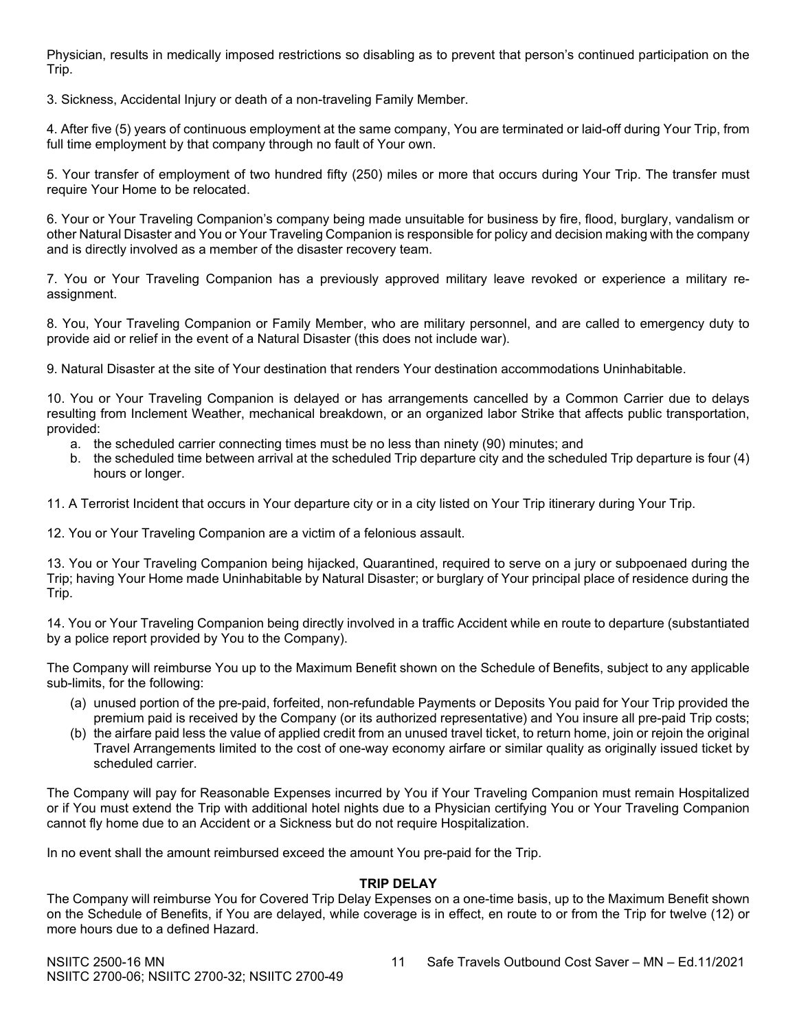Physician, results in medically imposed restrictions so disabling as to prevent that person's continued participation on the Trip.

3. Sickness, Accidental Injury or death of a non-traveling Family Member.

4. After five (5) years of continuous employment at the same company, You are terminated or laid-off during Your Trip, from full time employment by that company through no fault of Your own.

5. Your transfer of employment of two hundred fifty (250) miles or more that occurs during Your Trip. The transfer must require Your Home to be relocated.

6. Your or Your Traveling Companion's company being made unsuitable for business by fire, flood, burglary, vandalism or other Natural Disaster and You or Your Traveling Companion is responsible for policy and decision making with the company and is directly involved as a member of the disaster recovery team.

7. You or Your Traveling Companion has a previously approved military leave revoked or experience a military re-assignment.

8. You, Your Traveling Companion or Family Member, who are military personnel, and are called to emergency duty to provide aid or relief in the event of a Natural Disaster (this does not include war).

9. Natural Disaster at the site of Your destination that renders Your destination accommodations Uninhabitable.

10. You or Your Traveling Companion is delayed or has arrangements cancelled by a Common Carrier due to delays resulting from Inclement Weather, mechanical breakdown, or an organized labor Strike that affects public transportation, provided:

a. the scheduled carrier connecting times must be no less than ninety (90) minutes; and
b. the scheduled time between arrival at the scheduled Trip departure city and the scheduled Trip departure is four (4) hours or longer.

11. A Terrorist Incident that occurs in Your departure city or in a city listed on Your Trip itinerary during Your Trip.

12. You or Your Traveling Companion are a victim of a felonious assault.

13. You or Your Traveling Companion being hijacked, Quarantined, required to serve on a jury or subpoenaed during the Trip; having Your Home made Uninhabitable by Natural Disaster; or burglary of Your principal place of residence during the Trip.

14. You or Your Traveling Companion being directly involved in a traffic Accident while en route to departure (substantiated by a police report provided by You to the Company).

The Company will reimburse You up to the Maximum Benefit shown on the Schedule of Benefits, subject to any applicable sub-limits, for the following:

(a) unused portion of the pre-paid, forfeited, non-refundable Payments or Deposits You paid for Your Trip provided the premium paid is received by the Company (or its authorized representative) and You insure all pre-paid Trip costs;
(b) the airfare paid less the value of applied credit from an unused travel ticket, to return home, join or rejoin the original Travel Arrangements limited to the cost of one-way economy airfare or similar quality as originally issued ticket by scheduled carrier.

The Company will pay for Reasonable Expenses incurred by You if Your Traveling Companion must remain Hospitalized or if You must extend the Trip with additional hotel nights due to a Physician certifying You or Your Traveling Companion cannot fly home due to an Accident or a Sickness but do not require Hospitalization.

In no event shall the amount reimbursed exceed the amount You pre-paid for the Trip.

**TRIP DELAY**

The Company will reimburse You for Covered Trip Delay Expenses on a one-time basis, up to the Maximum Benefit shown on the Schedule of Benefits, if You are delayed, while coverage is in effect, en route to or from the Trip for twelve (12) or more hours due to a defined Hazard.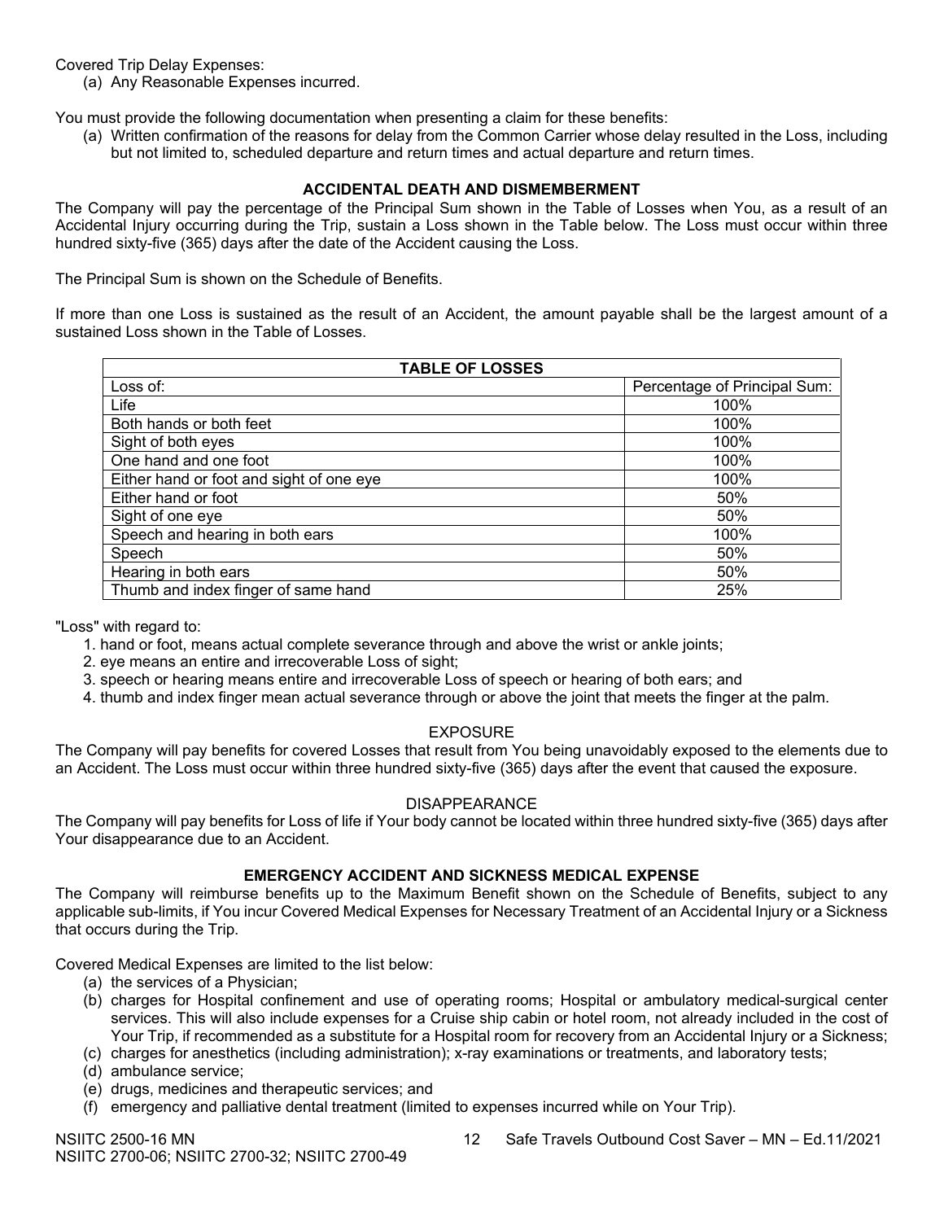Covered Trip Delay Expenses:

(a) Any Reasonable Expenses incurred.

You must provide the following documentation when presenting a claim for these benefits:

(a) Written confirmation of the reasons for delay from the Common Carrier whose delay resulted in the Loss, including but not limited to, scheduled departure and return times and actual departure and return times.

## ACCIDENTAL DEATH AND DISMEMBERMENT

The Company will pay the percentage of the Principal Sum shown in the Table of Losses when You, as a result of an Accidental Injury occurring during the Trip, sustain a Loss shown in the Table below. The Loss must occur within three hundred sixty-five (365) days after the date of the Accident causing the Loss.

The Principal Sum is shown on the Schedule of Benefits.

If more than one Loss is sustained as the result of an Accident, the amount payable shall be the largest amount of a sustained Loss shown in the Table of Losses.

| TABLE OF LOSSES | |
|---|---|
| Loss of: | Percentage of Principal Sum: |
| Life | 100% |
| Both hands or both feet | 100% |
| Sight of both eyes | 100% |
| One hand and one foot | 100% |
| Either hand or foot and sight of one eye | 100% |
| Either hand or foot | 50% |
| Sight of one eye | 50% |
| Speech and hearing in both ears | 100% |
| Speech | 50% |
| Hearing in both ears | 50% |
| Thumb and index finger of same hand | 25% |

"Loss" with regard to:

1. hand or foot, means actual complete severance through and above the wrist or ankle joints;
2. eye means an entire and irrecoverable Loss of sight;
3. speech or hearing means entire and irrecoverable Loss of speech or hearing of both ears; and
4. thumb and index finger mean actual severance through or above the joint that meets the finger at the palm.

### EXPOSURE

The Company will pay benefits for covered Losses that result from You being unavoidably exposed to the elements due to an Accident. The Loss must occur within three hundred sixty-five (365) days after the event that caused the exposure.

### DISAPPEARANCE

The Company will pay benefits for Loss of life if Your body cannot be located within three hundred sixty-five (365) days after Your disappearance due to an Accident.

## EMERGENCY ACCIDENT AND SICKNESS MEDICAL EXPENSE

The Company will reimburse benefits up to the Maximum Benefit shown on the Schedule of Benefits, subject to any applicable sub-limits, if You incur Covered Medical Expenses for Necessary Treatment of an Accidental Injury or a Sickness that occurs during the Trip.

Covered Medical Expenses are limited to the list below:

(a) the services of a Physician;

(b) charges for Hospital confinement and use of operating rooms; Hospital or ambulatory medical-surgical center services. This will also include expenses for a Cruise ship cabin or hotel room, not already included in the cost of Your Trip, if recommended as a substitute for a Hospital room for recovery from an Accidental Injury or a Sickness;

(c) charges for anesthetics (including administration); x-ray examinations or treatments, and laboratory tests;

(d) ambulance service;

(e) drugs, medicines and therapeutic services; and

(f) emergency and palliative dental treatment (limited to expenses incurred while on Your Trip).

NSIITC 2500-16 MN
NSIITC 2700-06; NSIITC 2700-32; NSIITC 2700-49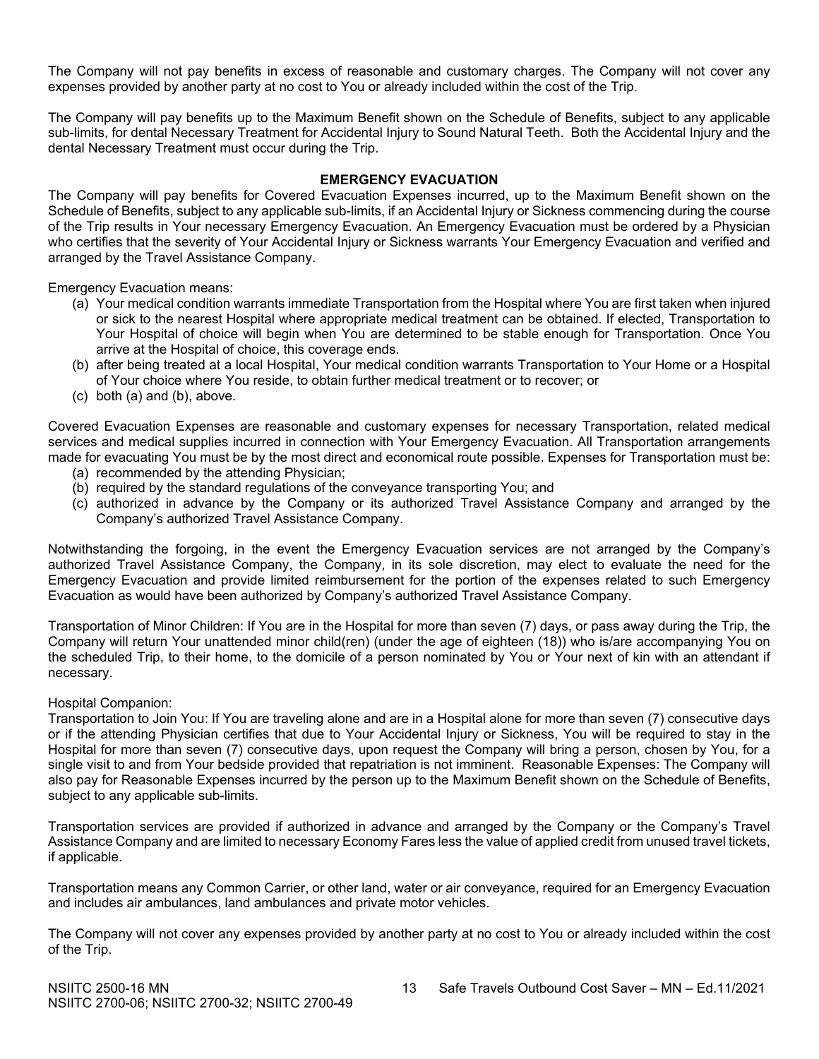The Company will not pay benefits in excess of reasonable and customary charges. The Company will not cover any expenses provided by another party at no cost to You or already included within the cost of the Trip.

The Company will pay benefits up to the Maximum Benefit shown on the Schedule of Benefits, subject to any applicable sub-limits, for dental Necessary Treatment for Accidental Injury to Sound Natural Teeth. Both the Accidental Injury and the dental Necessary Treatment must occur during the Trip.

## EMERGENCY EVACUATION

The Company will pay benefits for Covered Evacuation Expenses incurred, up to the Maximum Benefit shown on the Schedule of Benefits, subject to any applicable sub-limits, if an Accidental Injury or Sickness commencing during the course of the Trip results in Your necessary Emergency Evacuation. An Emergency Evacuation must be ordered by a Physician who certifies that the severity of Your Accidental Injury or Sickness warrants Your Emergency Evacuation and verified and arranged by the Travel Assistance Company.

Emergency Evacuation means:

(a) Your medical condition warrants immediate Transportation from the Hospital where You are first taken when injured or sick to the nearest Hospital where appropriate medical treatment can be obtained. If elected, Transportation to Your Hospital of choice will begin when You are determined to be stable enough for Transportation. Once You arrive at the Hospital of choice, this coverage ends.
(b) after being treated at a local Hospital, Your medical condition warrants Transportation to Your Home or a Hospital of Your choice where You reside, to obtain further medical treatment or to recover; or
(c) both (a) and (b), above.

Covered Evacuation Expenses are reasonable and customary expenses for necessary Transportation, related medical services and medical supplies incurred in connection with Your Emergency Evacuation. All Transportation arrangements made for evacuating You must be by the most direct and economical route possible. Expenses for Transportation must be:

(a) recommended by the attending Physician;
(b) required by the standard regulations of the conveyance transporting You; and
(c) authorized in advance by the Company or its authorized Travel Assistance Company and arranged by the Company's authorized Travel Assistance Company.

Notwithstanding the forgoing, in the event the Emergency Evacuation services are not arranged by the Company's authorized Travel Assistance Company, the Company, in its sole discretion, may elect to evaluate the need for the Emergency Evacuation and provide limited reimbursement for the portion of the expenses related to such Emergency Evacuation as would have been authorized by Company's authorized Travel Assistance Company.

Transportation of Minor Children: If You are in the Hospital for more than seven (7) days, or pass away during the Trip, the Company will return Your unattended minor child(ren) (under the age of eighteen (18)) who is/are accompanying You on the scheduled Trip, to their home, to the domicile of a person nominated by You or Your next of kin with an attendant if necessary.

Hospital Companion:

Transportation to Join You: If You are traveling alone and are in a Hospital alone for more than seven (7) consecutive days or if the attending Physician certifies that due to Your Accidental Injury or Sickness, You will be required to stay in the Hospital for more than seven (7) consecutive days, upon request the Company will bring a person, chosen by You, for a single visit to and from Your bedside provided that repatriation is not imminent. Reasonable Expenses: The Company will also pay for Reasonable Expenses incurred by the person up to the Maximum Benefit shown on the Schedule of Benefits, subject to any applicable sub-limits.

Transportation services are provided if authorized in advance and arranged by the Company or the Company's Travel Assistance Company and are limited to necessary Economy Fares less the value of applied credit from unused travel tickets, if applicable.

Transportation means any Common Carrier, or other land, water or air conveyance, required for an Emergency Evacuation and includes air ambulances, land ambulances and private motor vehicles.

The Company will not cover any expenses provided by another party at no cost to You or already included within the cost of the Trip.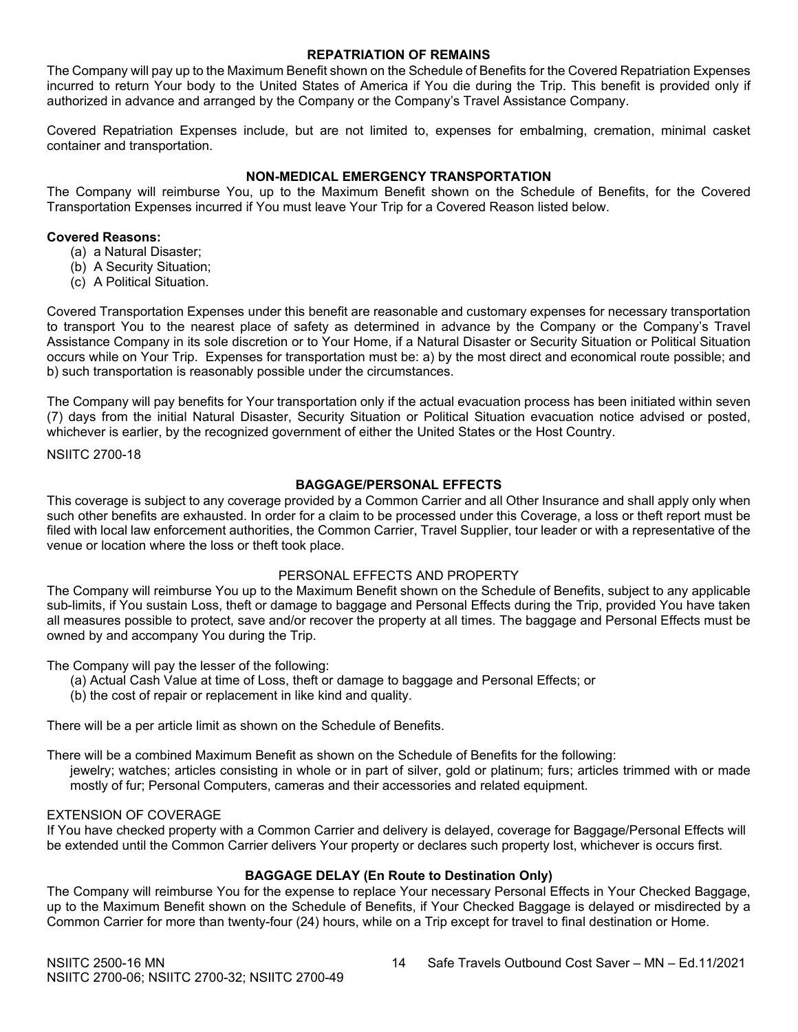## REPATRIATION OF REMAINS

The Company will pay up to the Maximum Benefit shown on the Schedule of Benefits for the Covered Repatriation Expenses incurred to return Your body to the United States of America if You die during the Trip. This benefit is provided only if authorized in advance and arranged by the Company or the Company's Travel Assistance Company.

Covered Repatriation Expenses include, but are not limited to, expenses for embalming, cremation, minimal casket container and transportation.

## NON-MEDICAL EMERGENCY TRANSPORTATION

The Company will reimburse You, up to the Maximum Benefit shown on the Schedule of Benefits, for the Covered Transportation Expenses incurred if You must leave Your Trip for a Covered Reason listed below.

**Covered Reasons:**

(a) a Natural Disaster;
(b) A Security Situation;
(c) A Political Situation.

Covered Transportation Expenses under this benefit are reasonable and customary expenses for necessary transportation to transport You to the nearest place of safety as determined in advance by the Company or the Company's Travel Assistance Company in its sole discretion or to Your Home, if a Natural Disaster or Security Situation or Political Situation occurs while on Your Trip. Expenses for transportation must be: a) by the most direct and economical route possible; and b) such transportation is reasonably possible under the circumstances.

The Company will pay benefits for Your transportation only if the actual evacuation process has been initiated within seven (7) days from the initial Natural Disaster, Security Situation or Political Situation evacuation notice advised or posted, whichever is earlier, by the recognized government of either the United States or the Host Country.

NSIITC 2700-18

## BAGGAGE/PERSONAL EFFECTS

This coverage is subject to any coverage provided by a Common Carrier and all Other Insurance and shall apply only when such other benefits are exhausted. In order for a claim to be processed under this Coverage, a loss or theft report must be filed with local law enforcement authorities, the Common Carrier, Travel Supplier, tour leader or with a representative of the venue or location where the loss or theft took place.

### PERSONAL EFFECTS AND PROPERTY

The Company will reimburse You up to the Maximum Benefit shown on the Schedule of Benefits, subject to any applicable sub-limits, if You sustain Loss, theft or damage to baggage and Personal Effects during the Trip, provided You have taken all measures possible to protect, save and/or recover the property at all times. The baggage and Personal Effects must be owned by and accompany You during the Trip.

The Company will pay the lesser of the following:

(a) Actual Cash Value at time of Loss, theft or damage to baggage and Personal Effects; or
(b) the cost of repair or replacement in like kind and quality.

There will be a per article limit as shown on the Schedule of Benefits.

There will be a combined Maximum Benefit as shown on the Schedule of Benefits for the following:
jewelry; watches; articles consisting in whole or in part of silver, gold or platinum; furs; articles trimmed with or made mostly of fur; Personal Computers, cameras and their accessories and related equipment.

### EXTENSION OF COVERAGE

If You have checked property with a Common Carrier and delivery is delayed, coverage for Baggage/Personal Effects will be extended until the Common Carrier delivers Your property or declares such property lost, whichever is occurs first.

## BAGGAGE DELAY (En Route to Destination Only)

The Company will reimburse You for the expense to replace Your necessary Personal Effects in Your Checked Baggage, up to the Maximum Benefit shown on the Schedule of Benefits, if Your Checked Baggage is delayed or misdirected by a Common Carrier for more than twenty-four (24) hours, while on a Trip except for travel to final destination or Home.

NSIITC 2500-16 MN
NSIITC 2700-06; NSIITC 2700-32; NSIITC 2700-49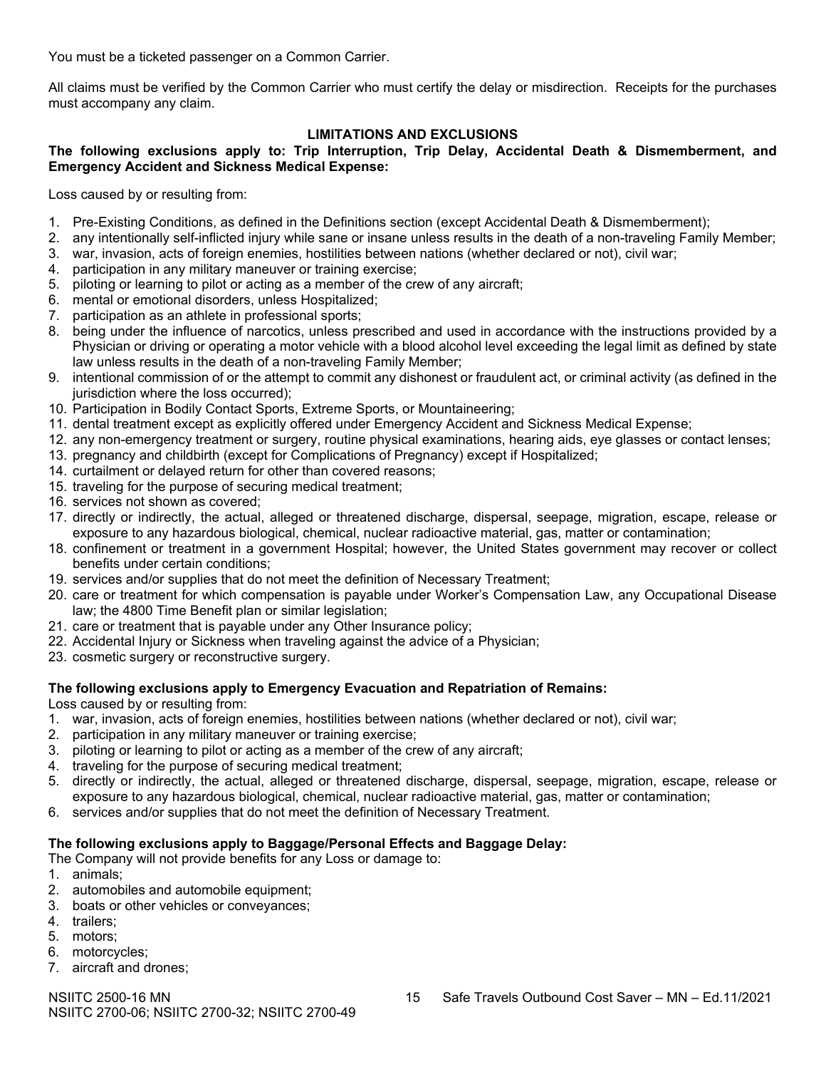You must be a ticketed passenger on a Common Carrier.

All claims must be verified by the Common Carrier who must certify the delay or misdirection. Receipts for the purchases must accompany any claim.

## LIMITATIONS AND EXCLUSIONS

**The following exclusions apply to: Trip Interruption, Trip Delay, Accidental Death & Dismemberment, and Emergency Accident and Sickness Medical Expense:**

Loss caused by or resulting from:

1. Pre-Existing Conditions, as defined in the Definitions section (except Accidental Death & Dismemberment);
2. any intentionally self-inflicted injury while sane or insane unless results in the death of a non-traveling Family Member;
3. war, invasion, acts of foreign enemies, hostilities between nations (whether declared or not), civil war;
4. participation in any military maneuver or training exercise;
5. piloting or learning to pilot or acting as a member of the crew of any aircraft;
6. mental or emotional disorders, unless Hospitalized;
7. participation as an athlete in professional sports;
8. being under the influence of narcotics, unless prescribed and used in accordance with the instructions provided by a Physician or driving or operating a motor vehicle with a blood alcohol level exceeding the legal limit as defined by state law unless results in the death of a non-traveling Family Member;
9. intentional commission of or the attempt to commit any dishonest or fraudulent act, or criminal activity (as defined in the jurisdiction where the loss occurred);
10. Participation in Bodily Contact Sports, Extreme Sports, or Mountaineering;
11. dental treatment except as explicitly offered under Emergency Accident and Sickness Medical Expense;
12. any non-emergency treatment or surgery, routine physical examinations, hearing aids, eye glasses or contact lenses;
13. pregnancy and childbirth (except for Complications of Pregnancy) except if Hospitalized;
14. curtailment or delayed return for other than covered reasons;
15. traveling for the purpose of securing medical treatment;
16. services not shown as covered;
17. directly or indirectly, the actual, alleged or threatened discharge, dispersal, seepage, migration, escape, release or exposure to any hazardous biological, chemical, nuclear radioactive material, gas, matter or contamination;
18. confinement or treatment in a government Hospital; however, the United States government may recover or collect benefits under certain conditions;
19. services and/or supplies that do not meet the definition of Necessary Treatment;
20. care or treatment for which compensation is payable under Worker's Compensation Law, any Occupational Disease law; the 4800 Time Benefit plan or similar legislation;
21. care or treatment that is payable under any Other Insurance policy;
22. Accidental Injury or Sickness when traveling against the advice of a Physician;
23. cosmetic surgery or reconstructive surgery.

**The following exclusions apply to Emergency Evacuation and Repatriation of Remains:**

Loss caused by or resulting from:

1. war, invasion, acts of foreign enemies, hostilities between nations (whether declared or not), civil war;
2. participation in any military maneuver or training exercise;
3. piloting or learning to pilot or acting as a member of the crew of any aircraft;
4. traveling for the purpose of securing medical treatment;
5. directly or indirectly, the actual, alleged or threatened discharge, dispersal, seepage, migration, escape, release or exposure to any hazardous biological, chemical, nuclear radioactive material, gas, matter or contamination;
6. services and/or supplies that do not meet the definition of Necessary Treatment.

**The following exclusions apply to Baggage/Personal Effects and Baggage Delay:**

The Company will not provide benefits for any Loss or damage to:

1. animals;
2. automobiles and automobile equipment;
3. boats or other vehicles or conveyances;
4. trailers;
5. motors;
6. motorcycles;
7. aircraft and drones;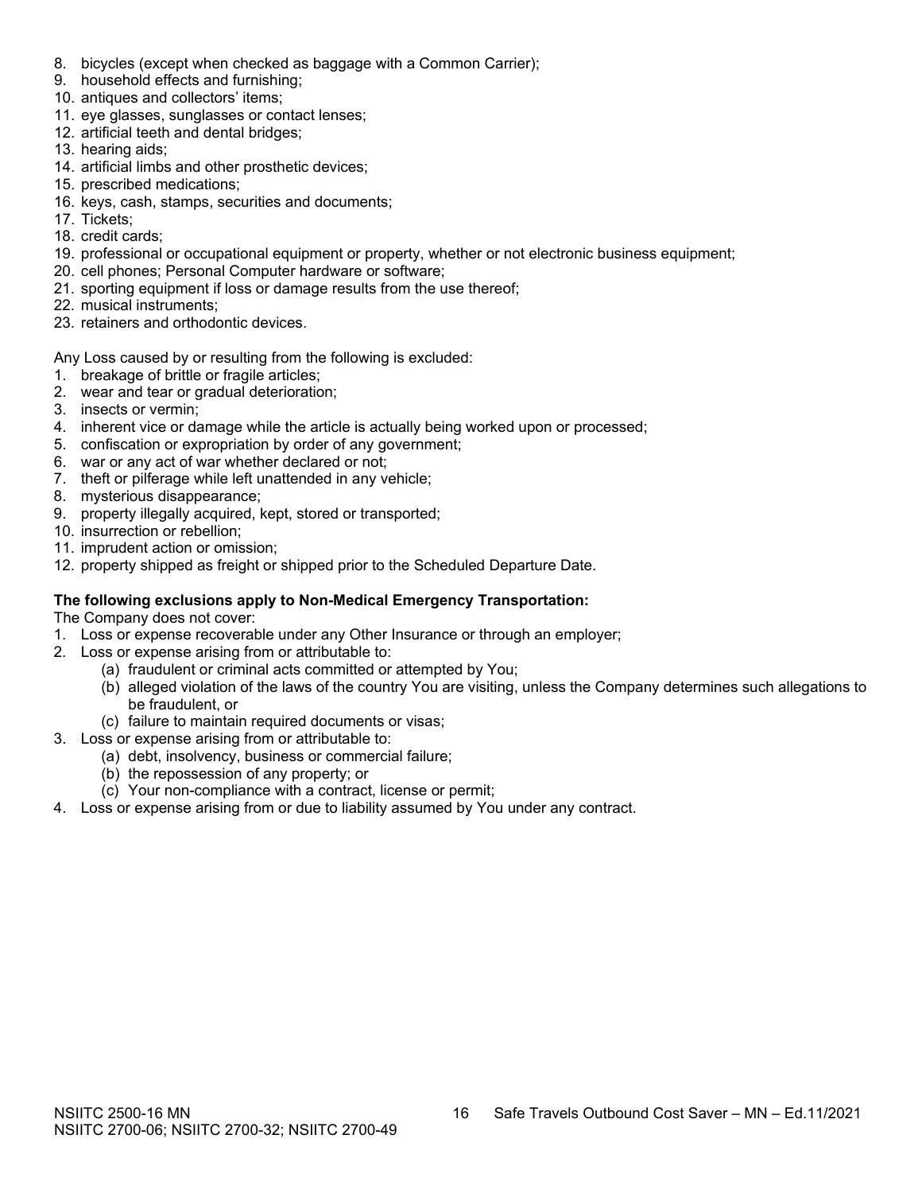8. bicycles (except when checked as baggage with a Common Carrier);
9. household effects and furnishing;
10. antiques and collectors' items;
11. eye glasses, sunglasses or contact lenses;
12. artificial teeth and dental bridges;
13. hearing aids;
14. artificial limbs and other prosthetic devices;
15. prescribed medications;
16. keys, cash, stamps, securities and documents;
17. Tickets;
18. credit cards;
19. professional or occupational equipment or property, whether or not electronic business equipment;
20. cell phones; Personal Computer hardware or software;
21. sporting equipment if loss or damage results from the use thereof;
22. musical instruments;
23. retainers and orthodontic devices.

Any Loss caused by or resulting from the following is excluded:

1. breakage of brittle or fragile articles;
2. wear and tear or gradual deterioration;
3. insects or vermin;
4. inherent vice or damage while the article is actually being worked upon or processed;
5. confiscation or expropriation by order of any government;
6. war or any act of war whether declared or not;
7. theft or pilferage while left unattended in any vehicle;
8. mysterious disappearance;
9. property illegally acquired, kept, stored or transported;
10. insurrection or rebellion;
11. imprudent action or omission;
12. property shipped as freight or shipped prior to the Scheduled Departure Date.

**The following exclusions apply to Non-Medical Emergency Transportation:**

The Company does not cover:

1. Loss or expense recoverable under any Other Insurance or through an employer;
2. Loss or expense arising from or attributable to:
   (a) fraudulent or criminal acts committed or attempted by You;
   (b) alleged violation of the laws of the country You are visiting, unless the Company determines such allegations to be fraudulent, or
   (c) failure to maintain required documents or visas;
3. Loss or expense arising from or attributable to:
   (a) debt, insolvency, business or commercial failure;
   (b) the repossession of any property; or
   (c) Your non-compliance with a contract, license or permit;
4. Loss or expense arising from or due to liability assumed by You under any contract.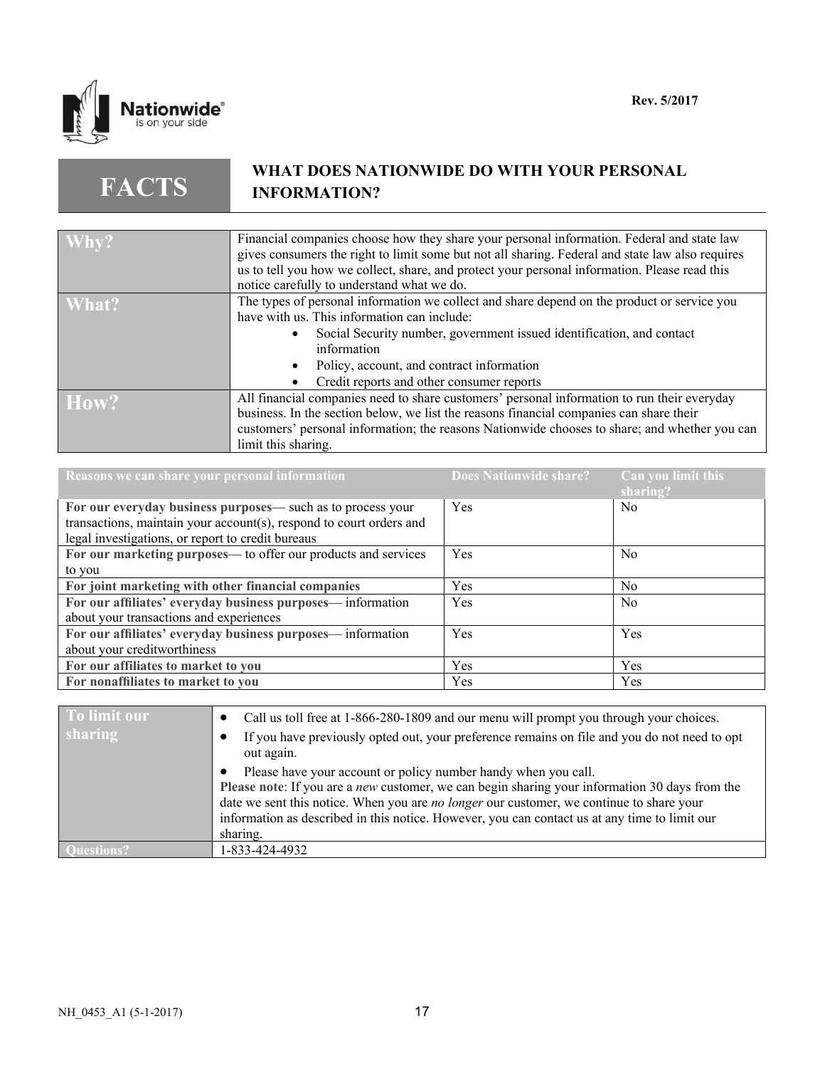Nationwide®
is on your side

Rev. 5/2017

# FACTS — WHAT DOES NATIONWIDE DO WITH YOUR PERSONAL INFORMATION?

| | |
|---|---|
| **Why?** | Financial companies choose how they share your personal information. Federal and state law gives consumers the right to limit some but not all sharing. Federal and state law also requires us to tell you how we collect, share, and protect your personal information. Please read this notice carefully to understand what we do. |
| **What?** | The types of personal information we collect and share depend on the product or service you have with us. This information can include:<br>• Social Security number, government issued identification, and contact information<br>• Policy, account, and contract information<br>• Credit reports and other consumer reports |
| **How?** | All financial companies need to share customers' personal information to run their everyday business. In the section below, we list the reasons financial companies can share their customers' personal information; the reasons Nationwide chooses to share; and whether you can limit this sharing. |

| Reasons we can share your personal information | Does Nationwide share? | Can you limit this sharing? |
|---|---|---|
| **For our everyday business purposes**— such as to process your transactions, maintain your account(s), respond to court orders and legal investigations, or report to credit bureaus | Yes | No |
| **For our marketing purposes**— to offer our products and services to you | Yes | No |
| **For joint marketing with other financial companies** | Yes | No |
| **For our affiliates' everyday business purposes**— information about your transactions and experiences | Yes | No |
| **For our affiliates' everyday business purposes**— information about your creditworthiness | Yes | Yes |
| **For our affiliates to market to you** | Yes | Yes |
| **For nonaffiliates to market to you** | Yes | Yes |

| | |
|---|---|
| **To limit our sharing** | • Call us toll free at 1-866-280-1809 and our menu will prompt you through your choices.<br>• If you have previously opted out, your preference remains on file and you do not need to opt out again.<br>• Please have your account or policy number handy when you call.<br>**Please note**: If you are a *new* customer, we can begin sharing your information 30 days from the date we sent this notice. When you are *no longer* our customer, we continue to share your information as described in this notice. However, you can contact us at any time to limit our sharing. |
| **Questions?** | 1-833-424-4932 |

NH_0453_A1 (5-1-2017)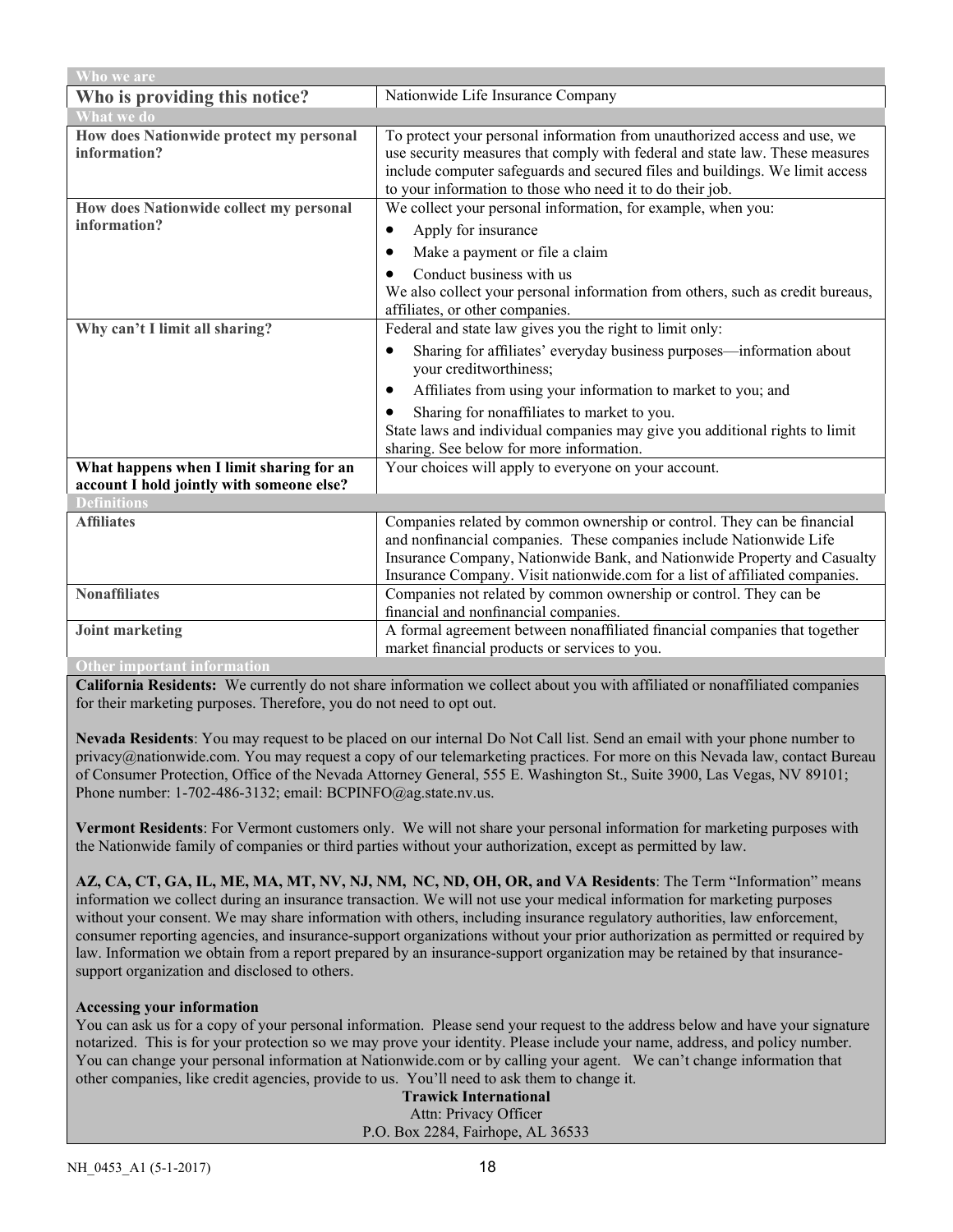| Who we are | |
|---|---|
| **Who is providing this notice?** | Nationwide Life Insurance Company |
| **What we do** | |
| **How does Nationwide protect my personal information?** | To protect your personal information from unauthorized access and use, we use security measures that comply with federal and state law. These measures include computer safeguards and secured files and buildings. We limit access to your information to those who need it to do their job. |
| **How does Nationwide collect my personal information?** | We collect your personal information, for example, when you:<br>• Apply for insurance<br>• Make a payment or file a claim<br>• Conduct business with us<br>We also collect your personal information from others, such as credit bureaus, affiliates, or other companies. |
| **Why can't I limit all sharing?** | Federal and state law gives you the right to limit only:<br>• Sharing for affiliates' everyday business purposes—information about your creditworthiness;<br>• Affiliates from using your information to market to you; and<br>• Sharing for nonaffiliates to market to you.<br>State laws and individual companies may give you additional rights to limit sharing. See below for more information. |
| **What happens when I limit sharing for an account I hold jointly with someone else?** | Your choices will apply to everyone on your account. |
| **Definitions** | |
| **Affiliates** | Companies related by common ownership or control. They can be financial and nonfinancial companies. These companies include Nationwide Life Insurance Company, Nationwide Bank, and Nationwide Property and Casualty Insurance Company. Visit nationwide.com for a list of affiliated companies. |
| **Nonaffiliates** | Companies not related by common ownership or control. They can be financial and nonfinancial companies. |
| **Joint marketing** | A formal agreement between nonaffiliated financial companies that together market financial products or services to you. |

**Other important information**

**California Residents:** We currently do not share information we collect about you with affiliated or nonaffiliated companies for their marketing purposes. Therefore, you do not need to opt out.

**Nevada Residents**: You may request to be placed on our internal Do Not Call list. Send an email with your phone number to privacy@nationwide.com. You may request a copy of our telemarketing practices. For more on this Nevada law, contact Bureau of Consumer Protection, Office of the Nevada Attorney General, 555 E. Washington St., Suite 3900, Las Vegas, NV 89101; Phone number: 1-702-486-3132; email: BCPINFO@ag.state.nv.us.

**Vermont Residents**: For Vermont customers only. We will not share your personal information for marketing purposes with the Nationwide family of companies or third parties without your authorization, except as permitted by law.

**AZ, CA, CT, GA, IL, ME, MA, MT, NV, NJ, NM, NC, ND, OH, OR, and VA Residents**: The Term "Information" means information we collect during an insurance transaction. We will not use your medical information for marketing purposes without your consent. We may share information with others, including insurance regulatory authorities, law enforcement, consumer reporting agencies, and insurance-support organizations without your prior authorization as permitted or required by law. Information we obtain from a report prepared by an insurance-support organization may be retained by that insurance-support organization and disclosed to others.

**Accessing your information**

You can ask us for a copy of your personal information. Please send your request to the address below and have your signature notarized. This is for your protection so we may prove your identity. Please include your name, address, and policy number. You can change your personal information at Nationwide.com or by calling your agent. We can't change information that other companies, like credit agencies, provide to us. You'll need to ask them to change it.

**Trawick International**
Attn: Privacy Officer
P.O. Box 2284, Fairhope, AL 36533

NH_0453_A1 (5-1-2017)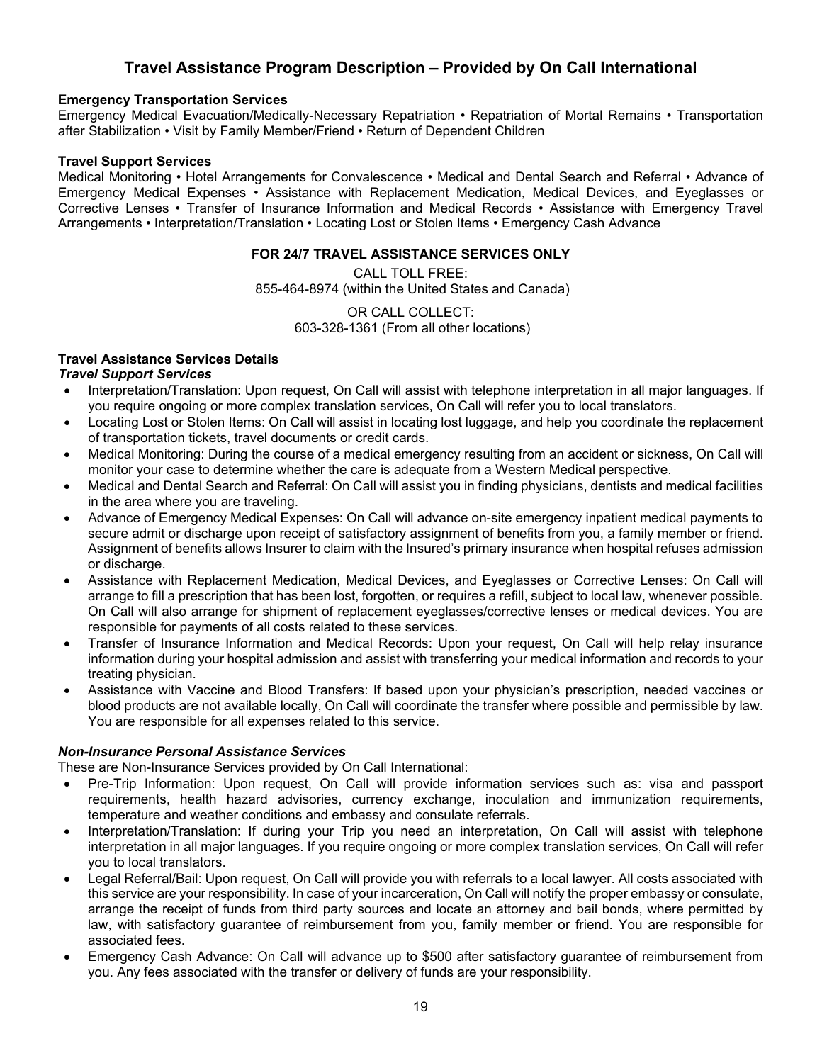# Travel Assistance Program Description – Provided by On Call International

**Emergency Transportation Services**
Emergency Medical Evacuation/Medically-Necessary Repatriation • Repatriation of Mortal Remains • Transportation after Stabilization • Visit by Family Member/Friend • Return of Dependent Children

**Travel Support Services**
Medical Monitoring • Hotel Arrangements for Convalescence • Medical and Dental Search and Referral • Advance of Emergency Medical Expenses • Assistance with Replacement Medication, Medical Devices, and Eyeglasses or Corrective Lenses • Transfer of Insurance Information and Medical Records • Assistance with Emergency Travel Arrangements • Interpretation/Translation • Locating Lost or Stolen Items • Emergency Cash Advance

**FOR 24/7 TRAVEL ASSISTANCE SERVICES ONLY**

CALL TOLL FREE:
855-464-8974 (within the United States and Canada)

OR CALL COLLECT:
603-328-1361 (From all other locations)

**Travel Assistance Services Details**

***Travel Support Services***

- Interpretation/Translation: Upon request, On Call will assist with telephone interpretation in all major languages. If you require ongoing or more complex translation services, On Call will refer you to local translators.
- Locating Lost or Stolen Items: On Call will assist in locating lost luggage, and help you coordinate the replacement of transportation tickets, travel documents or credit cards.
- Medical Monitoring: During the course of a medical emergency resulting from an accident or sickness, On Call will monitor your case to determine whether the care is adequate from a Western Medical perspective.
- Medical and Dental Search and Referral: On Call will assist you in finding physicians, dentists and medical facilities in the area where you are traveling.
- Advance of Emergency Medical Expenses: On Call will advance on-site emergency inpatient medical payments to secure admit or discharge upon receipt of satisfactory assignment of benefits from you, a family member or friend. Assignment of benefits allows Insurer to claim with the Insured's primary insurance when hospital refuses admission or discharge.
- Assistance with Replacement Medication, Medical Devices, and Eyeglasses or Corrective Lenses: On Call will arrange to fill a prescription that has been lost, forgotten, or requires a refill, subject to local law, whenever possible. On Call will also arrange for shipment of replacement eyeglasses/corrective lenses or medical devices. You are responsible for payments of all costs related to these services.
- Transfer of Insurance Information and Medical Records: Upon your request, On Call will help relay insurance information during your hospital admission and assist with transferring your medical information and records to your treating physician.
- Assistance with Vaccine and Blood Transfers: If based upon your physician's prescription, needed vaccines or blood products are not available locally, On Call will coordinate the transfer where possible and permissible by law. You are responsible for all expenses related to this service.

***Non-Insurance Personal Assistance Services***

These are Non-Insurance Services provided by On Call International:

- Pre-Trip Information: Upon request, On Call will provide information services such as: visa and passport requirements, health hazard advisories, currency exchange, inoculation and immunization requirements, temperature and weather conditions and embassy and consulate referrals.
- Interpretation/Translation: If during your Trip you need an interpretation, On Call will assist with telephone interpretation in all major languages. If you require ongoing or more complex translation services, On Call will refer you to local translators.
- Legal Referral/Bail: Upon request, On Call will provide you with referrals to a local lawyer. All costs associated with this service are your responsibility. In case of your incarceration, On Call will notify the proper embassy or consulate, arrange the receipt of funds from third party sources and locate an attorney and bail bonds, where permitted by law, with satisfactory guarantee of reimbursement from you, family member or friend. You are responsible for associated fees.
- Emergency Cash Advance: On Call will advance up to $500 after satisfactory guarantee of reimbursement from you. Any fees associated with the transfer or delivery of funds are your responsibility.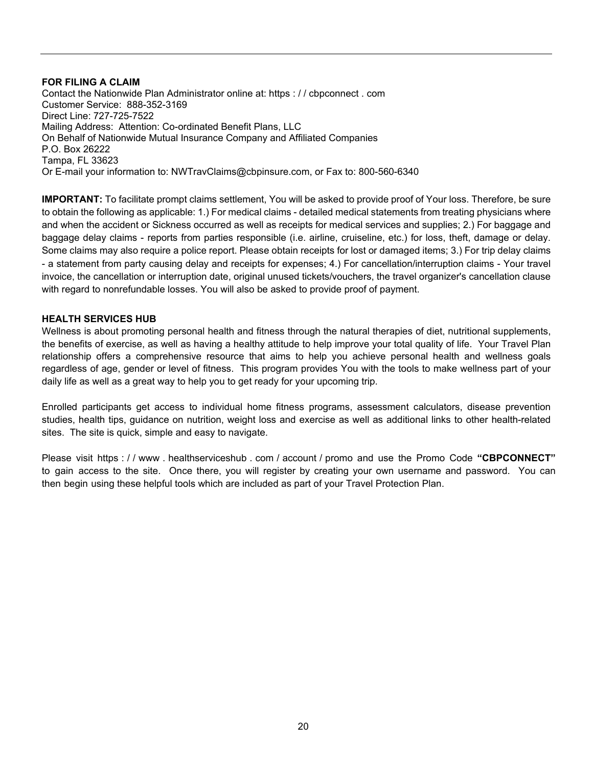**FOR FILING A CLAIM**

Contact the Nationwide Plan Administrator online at: https : / / cbpconnect . com
Customer Service: 888-352-3169
Direct Line: 727-725-7522
Mailing Address: Attention: Co-ordinated Benefit Plans, LLC
On Behalf of Nationwide Mutual Insurance Company and Affiliated Companies
P.O. Box 26222
Tampa, FL 33623
Or E-mail your information to: NWTravClaims@cbpinsure.com, or Fax to: 800-560-6340

**IMPORTANT:** To facilitate prompt claims settlement, You will be asked to provide proof of Your loss. Therefore, be sure to obtain the following as applicable: 1.) For medical claims - detailed medical statements from treating physicians where and when the accident or Sickness occurred as well as receipts for medical services and supplies; 2.) For baggage and baggage delay claims - reports from parties responsible (i.e. airline, cruiseline, etc.) for loss, theft, damage or delay. Some claims may also require a police report. Please obtain receipts for lost or damaged items; 3.) For trip delay claims - a statement from party causing delay and receipts for expenses; 4.) For cancellation/interruption claims - Your travel invoice, the cancellation or interruption date, original unused tickets/vouchers, the travel organizer's cancellation clause with regard to nonrefundable losses. You will also be asked to provide proof of payment.

**HEALTH SERVICES HUB**

Wellness is about promoting personal health and fitness through the natural therapies of diet, nutritional supplements, the benefits of exercise, as well as having a healthy attitude to help improve your total quality of life. Your Travel Plan relationship offers a comprehensive resource that aims to help you achieve personal health and wellness goals regardless of age, gender or level of fitness. This program provides You with the tools to make wellness part of your daily life as well as a great way to help you to get ready for your upcoming trip.

Enrolled participants get access to individual home fitness programs, assessment calculators, disease prevention studies, health tips, guidance on nutrition, weight loss and exercise as well as additional links to other health-related sites. The site is quick, simple and easy to navigate.

Please visit https : / / www . healthserviceshub . com / account / promo and use the Promo Code **"CBPCONNECT"** to gain access to the site. Once there, you will register by creating your own username and password. You can then begin using these helpful tools which are included as part of your Travel Protection Plan.